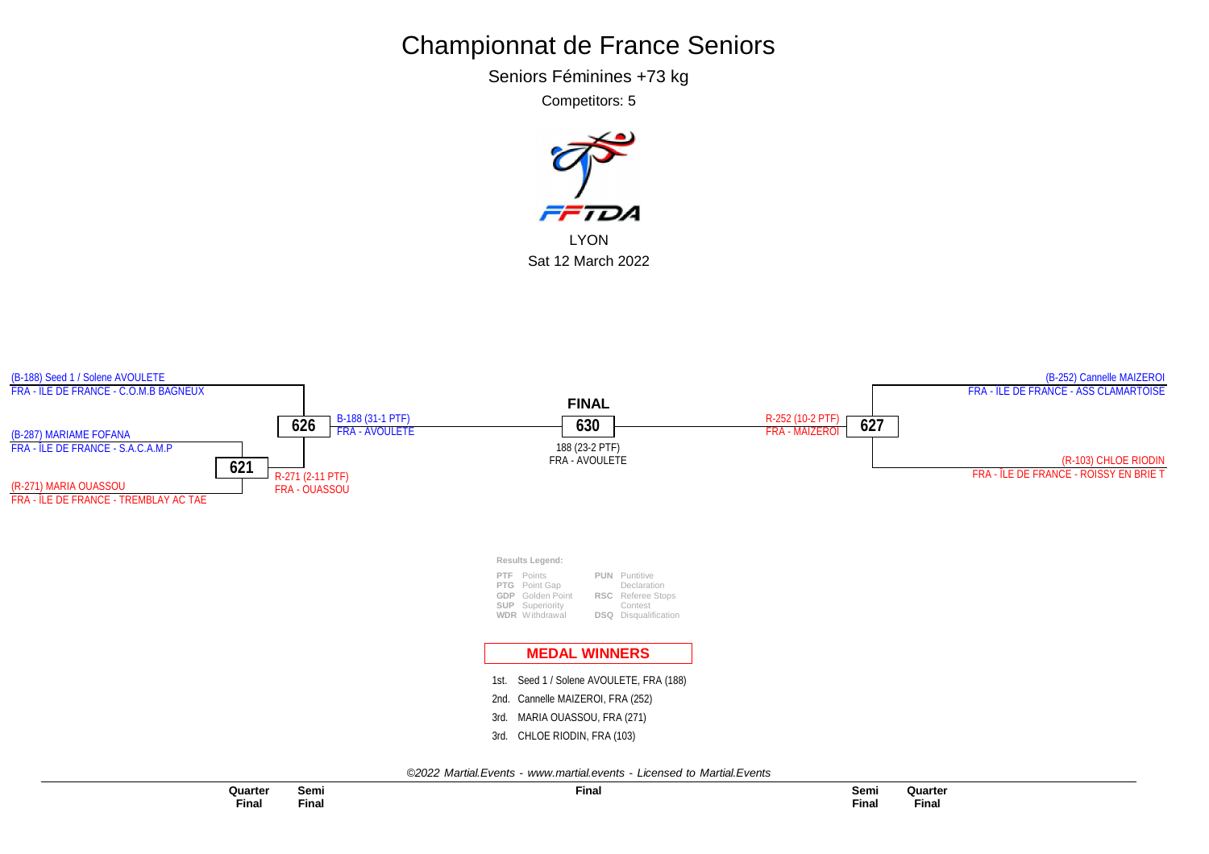# Championnat de France Seniors

## Seniors Féminines +73 kg

Competitors: 5

FFTDA

LYON

Sat 12 March 2022

(B-188) Seed 1 / Solene AVOULETE
FRA - ÎLE DE FRANCE - C.O.M.B BAGNEUX

(B-287) MARIAME FOFANA
FRA - ÎLE DE FRANCE - S.A.C.A.M.P

**621**

R-271 (2-11 PTF)
FRA - OUASSOU

(R-271) MARIA OUASSOU
FRA - ÎLE DE FRANCE - TREMBLAY AC TAE

**626**

B-188 (31-1 PTF)
FRA - AVOULETE

**FINAL**

**630**

188 (23-2 PTF)
FRA - AVOULETE

R-252 (10-2 PTF)
FRA - MAIZEROI

**627**

(B-252) Cannelle MAIZEROI
FRA - ÎLE DE FRANCE - ASS CLAMARTOISE

(R-103) CHLOE RIODIN
FRA - ÎLE DE FRANCE - ROISSY EN BRIE T

**Results Legend:**

| | | | |
|---|---|---|---|
| PTF | Points | PUN | Puntitive Declaration |
| PTG | Point Gap | | |
| GDP | Golden Point | RSC | Referee Stops Contest |
| SUP | Superiority | | |
| WDR | Withdrawal | DSQ | Disqualification |

**MEDAL WINNERS**

1st. Seed 1 / Solene AVOULETE, FRA (188)

2nd. Cannelle MAIZEROI, FRA (252)

3rd. MARIA OUASSOU, FRA (271)

3rd. CHLOE RIODIN, FRA (103)

*©2022 Martial.Events - www.martial.events - Licensed to Martial.Events*

| Quarter Final | Semi Final | Final | Semi Final | Quarter Final |
|---|---|---|---|---|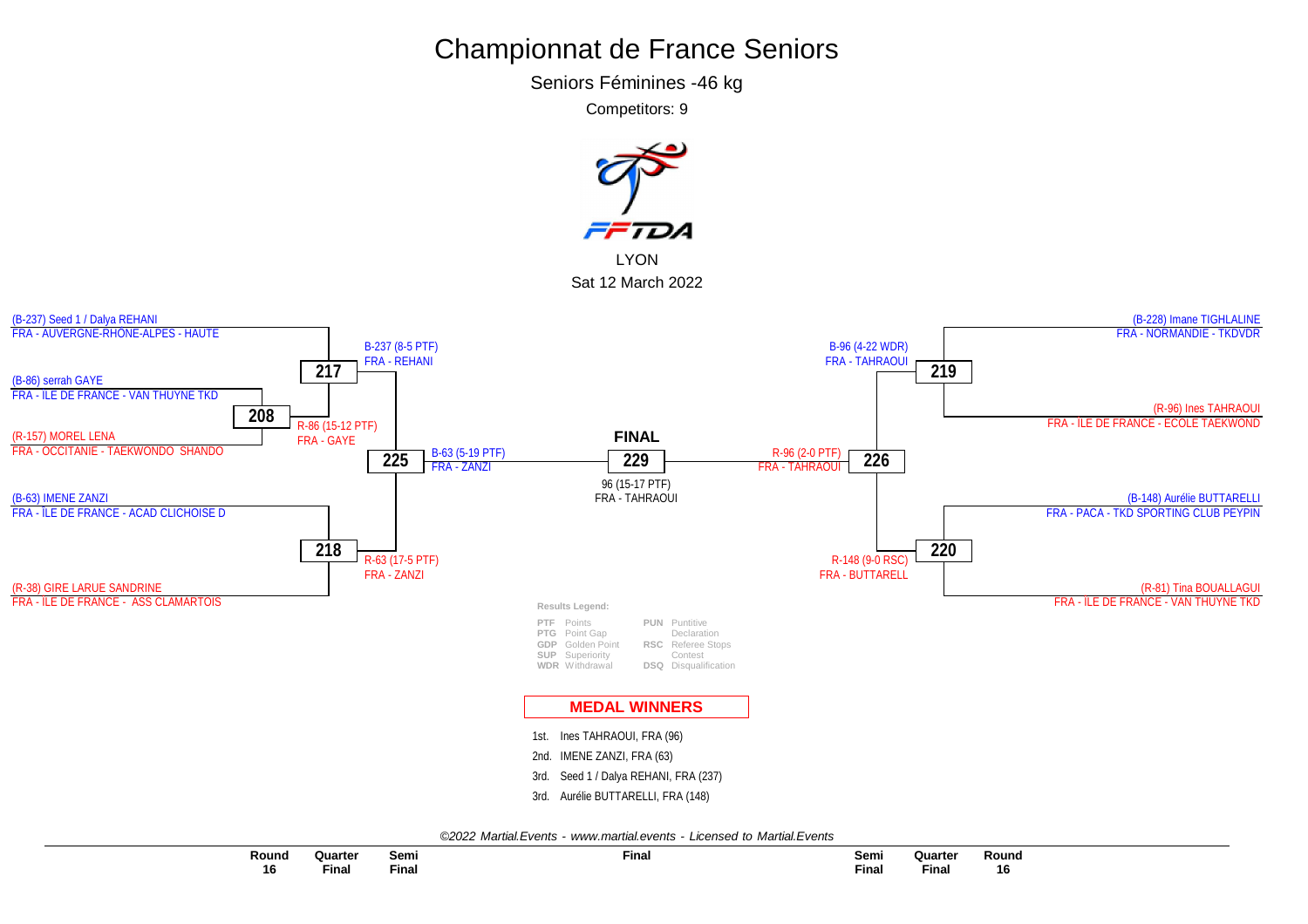# Championnat de France Seniors

Seniors Féminines -46 kg

Competitors: 9

LYON

Sat 12 March 2022

(B-237) Seed 1 / Dalya REHANI
FRA - AUVERGNE-RHÔNE-ALPES - HAUTE

(B-86) serrah GAYE
FRA - ÎLE DE FRANCE - VAN THUYNE TKD

**208**

(R-157) MOREL LENA
FRA - OCCITANIE - TAEKWONDO SHANDO

R-86 (15-12 PTF)
FRA - GAYE

**217**

B-237 (8-5 PTF)
FRA - REHANI

(B-63) IMENE ZANZI
FRA - ÎLE DE FRANCE - ACAD CLICHOISE D

(R-38) GIRE LARUE SANDRINE
FRA - ÎLE DE FRANCE - ASS CLAMARTOIS

**218**

R-63 (17-5 PTF)
FRA - ZANZI

**225**

B-63 (5-19 PTF)
FRA - ZANZI

**FINAL**

**229**

96 (15-17 PTF)
FRA - TAHRAOUI

(B-228) Imane TIGHLALINE
FRA - NORMANDIE - TKDVDR

(R-96) Ines TAHRAOUI
FRA - ÎLE DE FRANCE - ECOLE TAEKWOND

**219**

B-96 (4-22 WDR)
FRA - TAHRAOUI

(B-148) Aurélie BUTTARELLI
FRA - PACA - TKD SPORTING CLUB PEYPIN

(R-81) Tina BOUALLAGUI
FRA - ÎLE DE FRANCE - VAN THUYNE TKD

**220**

R-148 (9-0 RSC)
FRA - BUTTARELL

**226**

R-96 (2-0 PTF)
FRA - TAHRAOUI

**Results Legend:**

| | | | |
|---|---|---|---|
| **PTF** | Points | **PUN** | Puntitive Declaration |
| **PTG** | Point Gap | | |
| **GDP** | Golden Point | **RSC** | Referee Stops Contest |
| **SUP** | Superiority | | |
| **WDR** | Withdrawal | **DSQ** | Disqualification |

## MEDAL WINNERS

1st. Ines TAHRAOUI, FRA (96)

2nd. IMENE ZANZI, FRA (63)

3rd. Seed 1 / Dalya REHANI, FRA (237)

3rd. Aurélie BUTTARELLI, FRA (148)

*©2022 Martial.Events - www.martial.events - Licensed to Martial.Events*

| Round 16 | Quarter Final | Semi Final | Final | Semi Final | Quarter Final | Round 16 |
|---|---|---|---|---|---|---|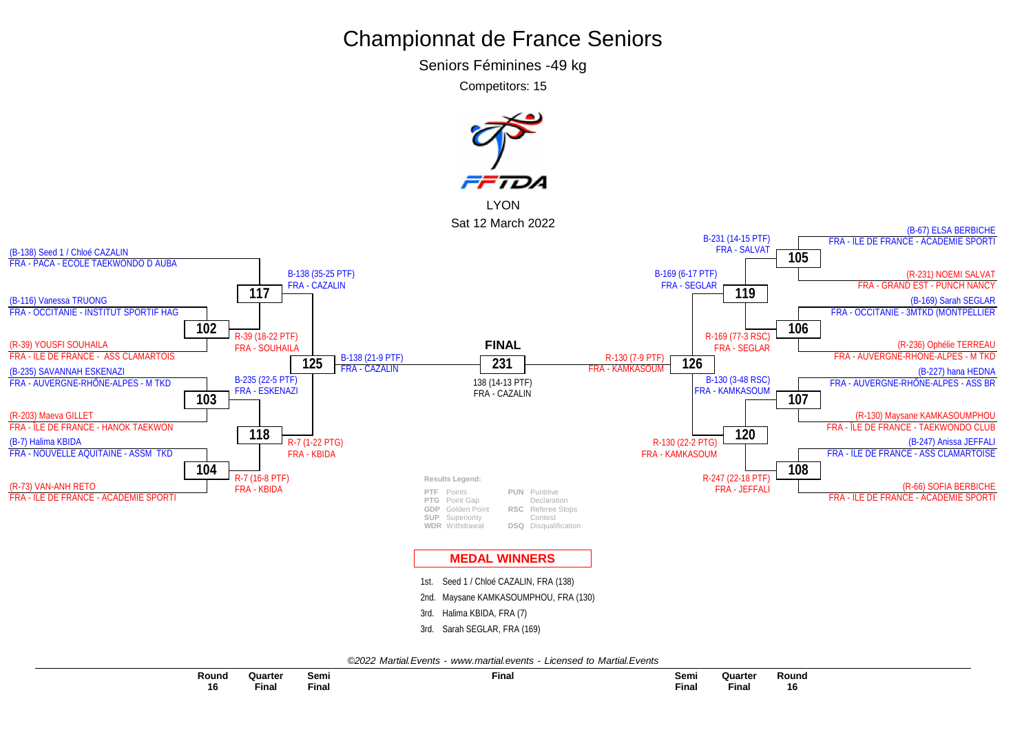# Championnat de France Seniors

## Seniors Féminines -49 kg

Competitors: 15

LYON

Sat 12 March 2022

### Left side of bracket

**Round 16**

- Match 102: (B-116) Vanessa TRUONG, FRA - OCCITANIE - INSTITUT SPORTIF HAG vs (R-39) YOUSFI SOUHAILA, FRA - ILE DE FRANCE - ASS CLAMARTOIS → R-39 (18-22 PTF) FRA - SOUHAILA
- Match 103: (B-235) SAVANNAH ESKENAZI, FRA - AUVERGNE-RHÔNE-ALPES - M TKD vs (R-203) Maeva GILLET, FRA - ILE DE FRANCE - HANOK TAEKWON → B-235 (22-5 PTF) FRA - ESKENAZI
- Match 104: (B-7) Halima KBIDA, FRA - NOUVELLE AQUITAINE - ASSM TKD vs (R-73) VAN-ANH RETO, FRA - ILE DE FRANCE - ACADEMIE SPORTI → R-7 (16-8 PTF) FRA - KBIDA

**Quarter Final**

- Match 117: (B-138) Seed 1 / Chloé CAZALIN, FRA - PACA - ECOLE TAEKWONDO D AUBA vs winner 102 → B-138 (35-25 PTF) FRA - CAZALIN
- Match 118: winner 103 vs winner 104 → R-7 (1-22 PTG) FRA - KBIDA

**Semi Final**

- Match 125: winner 117 vs winner 118 → B-138 (21-9 PTF) FRA - CAZALIN

### Right side of bracket

**Round 16**

- Match 105: (B-67) ELSA BERBICHE, FRA - ILE DE FRANCE - ACADEMIE SPORTI vs (R-231) NOEMI SALVAT, FRA - GRAND EST - PUNCH NANCY → B-231 (14-15 PTF) FRA - SALVAT
- Match 106: (B-169) Sarah SEGLAR, FRA - OCCITANIE - 3MTKD (MONTPELLIER vs (R-236) Ophélie TERREAU, FRA - AUVERGNE-RHÔNE-ALPES - M TKD → R-169 (77-3 RSC) FRA - SEGLAR
- Match 107: (B-227) hana HEDNA, FRA - AUVERGNE-RHÔNE-ALPES - ASS BR vs (R-130) Maysane KAMKASOUMPHOU, FRA - ILE DE FRANCE - TAEKWONDO CLUB → B-130 (3-48 RSC) FRA - KAMKASOUM
- Match 108: (B-247) Anissa JEFFALI, FRA - ILE DE FRANCE - ASS CLAMARTOISE vs (R-66) SOFIA BERBICHE, FRA - ILE DE FRANCE - ACADEMIE SPORTI → R-247 (22-18 PTF) FRA - JEFFALI

**Quarter Final**

- Match 119: winner 105 vs winner 106 → B-169 (6-17 PTF) FRA - SEGLAR
- Match 120: winner 107 vs winner 108 → R-130 (22-2 PTG) FRA - KAMKASOUM

**Semi Final**

- Match 126: winner 119 vs winner 120 → R-130 (7-9 PTF) FRA - KAMKASOUM

### FINAL

Match 231: 138 (14-13 PTF) FRA - CAZALIN

**Results Legend:**

| | | | |
|---|---|---|---|
| PTF | Points | PUN | Puntitive Declaration |
| PTG | Point Gap | RSC | Referee Stops Contest |
| GDP | Golden Point | DSQ | Disqualification |
| SUP | Superiority | | |
| WDR | Withdrawal | | |

## MEDAL WINNERS

1st. Seed 1 / Chloé CAZALIN, FRA (138)

2nd. Maysane KAMKASOUMPHOU, FRA (130)

3rd. Halima KBIDA, FRA (7)

3rd. Sarah SEGLAR, FRA (169)

©2022 Martial.Events - www.martial.events - Licensed to Martial.Events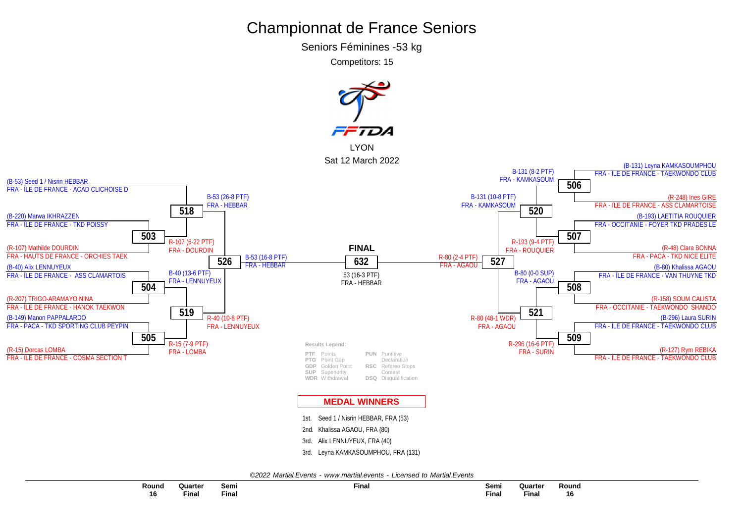# Championnat de France Seniors

Seniors Féminines -53 kg

Competitors: 15

LYON

Sat 12 March 2022

## Left bracket

**Match 518**
- (B-53) Seed 1 / Nisrin HEBBAR — FRA - ÎLE DE FRANCE - ACAD CLICHOISE D
- Winner of 503
- Result: B-53 (26-8 PTF) FRA - HEBBAR

**Match 503**
- (B-220) Marwa IKHRAZZEN — FRA - ÎLE DE FRANCE - TKD POISSY
- (R-107) Mathilde DOURDIN — FRA - HAUTS DE FRANCE - ORCHIES TAEK
- Result: R-107 (6-22 PTF) FRA - DOURDIN

**Match 504**
- (B-40) Alix LENNUYEUX — FRA - ÎLE DE FRANCE - ASS CLAMARTOIS
- (R-207) TRIGO-ARAMAYO NINA — FRA - ÎLE DE FRANCE - HANOK TAEKWON
- Result: B-40 (13-6 PTF) FRA - LENNUYEUX

**Match 505**
- (B-149) Manon PAPPALARDO — FRA - PACA - TKD SPORTING CLUB PEYPIN
- (R-15) Dorcas LOMBA — FRA - ÎLE DE FRANCE - COSMA SECTION T
- Result: R-15 (7-9 PTF) FRA - LOMBA

**Match 519**
- Result: R-40 (10-8 PTF) FRA - LENNUYEUX

**Match 526**
- Result: B-53 (16-8 PTF) FRA - HEBBAR

## FINAL

**632**

53 (16-3 PTF) FRA - HEBBAR

## Right bracket

**Match 506**
- (B-131) Leyna KAMKASOUMPHOU — FRA - ÎLE DE FRANCE - TAEKWONDO CLUB
- (R-248) Ines GIRE — FRA - ÎLE DE FRANCE - ASS CLAMARTOISE
- Result: B-131 (8-2 PTF) FRA - KAMKASOUM

**Match 507**
- (B-193) LAETITIA ROUQUIER — FRA - OCCITANIE - FOYER TKD PRADES LE
- (R-48) Clara BONNA — FRA - PACA - TKD NICE ELITE
- Result: R-193 (9-4 PTF) FRA - ROUQUIER

**Match 520**
- Result: B-131 (10-8 PTF) FRA - KAMKASOUM

**Match 508**
- (B-80) Khalissa AGAOU — FRA - ÎLE DE FRANCE - VAN THUYNE TKD
- (R-158) SOUM CALISTA — FRA - OCCITANIE - TAEKWONDO SHANDO
- Result: B-80 (0-0 SUP) FRA - AGAOU

**Match 509**
- (B-296) Laura SURIN — FRA - ÎLE DE FRANCE - TAEKWONDO CLUB
- (R-127) Rym REBIKA — FRA - ÎLE DE FRANCE - TAEKWONDO CLUB
- Result: R-296 (16-6 PTF) FRA - SURIN

**Match 521**
- Result: R-80 (48-1 WDR) FRA - AGAOU

**Match 527**
- Result: R-80 (2-4 PTF) FRA - AGAOU

**Results Legend:**

| | | | |
|---|---|---|---|
| PTF | Points | PUN | Puntitive Declaration |
| PTG | Point Gap | RSC | Referee Stops Contest |
| GDP | Golden Point | DSQ | Disqualification |
| SUP | Superiority | | |
| WDR | Withdrawal | | |

## MEDAL WINNERS

1st. Seed 1 / Nisrin HEBBAR, FRA (53)

2nd. Khalissa AGAOU, FRA (80)

3rd. Alix LENNUYEUX, FRA (40)

3rd. Leyna KAMKASOUMPHOU, FRA (131)

*©2022 Martial.Events - www.martial.events - Licensed to Martial.Events*

Round 16 | Quarter Final | Semi Final | Final | Semi Final | Quarter Final | Round 16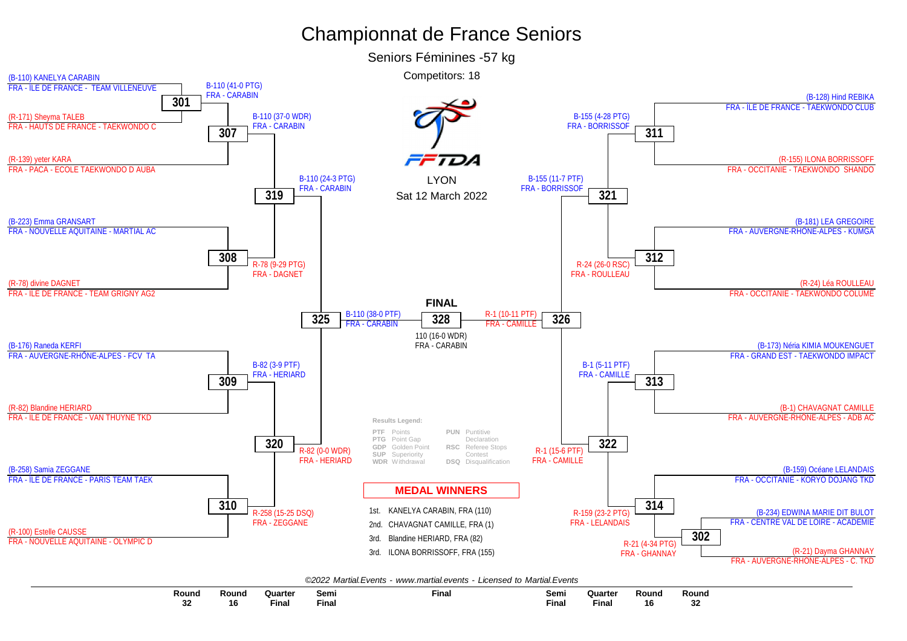# Championnat de France Seniors

## Seniors Féminines -57 kg

Competitors: 18

LYON

Sat 12 March 2022

### Round 32 / Round 16 (left side)

**301**
- (B-110) KANELYA CARABIN — FRA - ILE DE FRANCE - TEAM VILLENEUVE
- (R-171) Sheyma TALEB — FRA - HAUTS DE FRANCE - TAEKWONDO C
- Winner: B-110 (41-0 PTG) FRA - CARABIN

**307**
- B-110 (41-0 PTG) FRA - CARABIN
- (R-139) yeter KARA — FRA - PACA - ECOLE TAEKWONDO D AUBA
- Winner: B-110 (37-0 WDR) FRA - CARABIN

**308**
- (B-223) Emma GRANSART — FRA - NOUVELLE AQUITAINE - MARTIAL AC
- (R-78) divine DAGNET — FRA - ILE DE FRANCE - TEAM GRIGNY AG2
- Winner: R-78 (9-29 PTG) FRA - DAGNET

**309**
- (B-176) Raneda KERFI — FRA - AUVERGNE-RHÔNE-ALPES - FCV TA
- (R-82) Blandine HERIARD — FRA - ILE DE FRANCE - VAN THUYNE TKD
- Winner: B-82 (3-9 PTF) FRA - HERIARD

**310**
- (B-258) Samia ZEGGANE — FRA - ILE DE FRANCE - PARIS TEAM TAEK
- (R-100) Estelle CAUSSE — FRA - NOUVELLE AQUITAINE - OLYMPIC D
- Winner: R-258 (15-25 DSQ) FRA - ZEGGANE

### Quarter Final (left side)

**319**: Winner: B-110 (24-3 PTG) FRA - CARABIN

**320**: Winner: R-82 (0-0 WDR) FRA - HERIARD

### Semi Final (left side)

**325**: Winner: B-110 (38-0 PTF) FRA - CARABIN

### Round 32 / Round 16 (right side)

**311**
- (B-128) Hind REBIKA — FRA - ILE DE FRANCE - TAEKWONDO CLUB
- (R-155) ILONA BORRISSOFF — FRA - OCCITANIE - TAEKWONDO SHANDO
- Winner: B-155 (4-28 PTG) FRA - BORRISSOF

**312**
- (B-181) LEA GREGOIRE — FRA - AUVERGNE-RHÔNE-ALPES - KUMGA
- (R-24) Léa ROULLEAU — FRA - OCCITANIE - TAEKWONDO COLUME
- Winner: R-24 (26-0 RSC) FRA - ROULLEAU

**313**
- (B-173) Néria KIMIA MOUKENGUET — FRA - GRAND EST - TAEKWONDO IMPACT
- (B-1) CHAVAGNAT CAMILLE — FRA - AUVERGNE-RHÔNE-ALPES - ADB AC
- Winner: B-1 (5-11 PTF) FRA - CAMILLE

**302**
- (B-234) EDWINA MARIE DIT BULOT — FRA - CENTRE VAL DE LOIRE - ACADEMIE
- (R-21) Dayma GHANNAY — FRA - AUVERGNE-RHÔNE-ALPES - C. TKD
- Winner: R-21 (4-34 PTG) FRA - GHANNAY

**314**
- (B-159) Océane LELANDAIS — FRA - OCCITANIE - KORYO DOJANG TKD
- R-21 (4-34 PTG) FRA - GHANNAY
- Winner: R-159 (23-2 PTG) FRA - LELANDAIS

### Quarter Final (right side)

**321**: Winner: B-155 (11-7 PTF) FRA - BORRISSOF

**322**: Winner: R-1 (15-6 PTF) FRA - CAMILLE

### Semi Final (right side)

**326**: Winner: R-1 (10-11 PTF) FRA - CAMILLE

### FINAL

**328**: 110 (16-0 WDR) FRA - CARABIN

### Results Legend:

| | | | |
|---|---|---|---|
| PTF | Points | PUN | Puntitive Declaration |
| PTG | Point Gap | | |
| GDP | Golden Point | RSC | Referee Stops Contest |
| SUP | Superiority | | |
| WDR | Withdrawal | DSQ | Disqualification |

### MEDAL WINNERS

1st. KANELYA CARABIN, FRA (110)
2nd. CHAVAGNAT CAMILLE, FRA (1)
3rd. Blandine HERIARD, FRA (82)
3rd. ILONA BORRISSOFF, FRA (155)

*©2022 Martial.Events - www.martial.events - Licensed to Martial.Events*

| Round 32 | Round 16 | Quarter Final | Semi Final | Final | Semi Final | Quarter Final | Round 16 | Round 32 |
|---|---|---|---|---|---|---|---|---|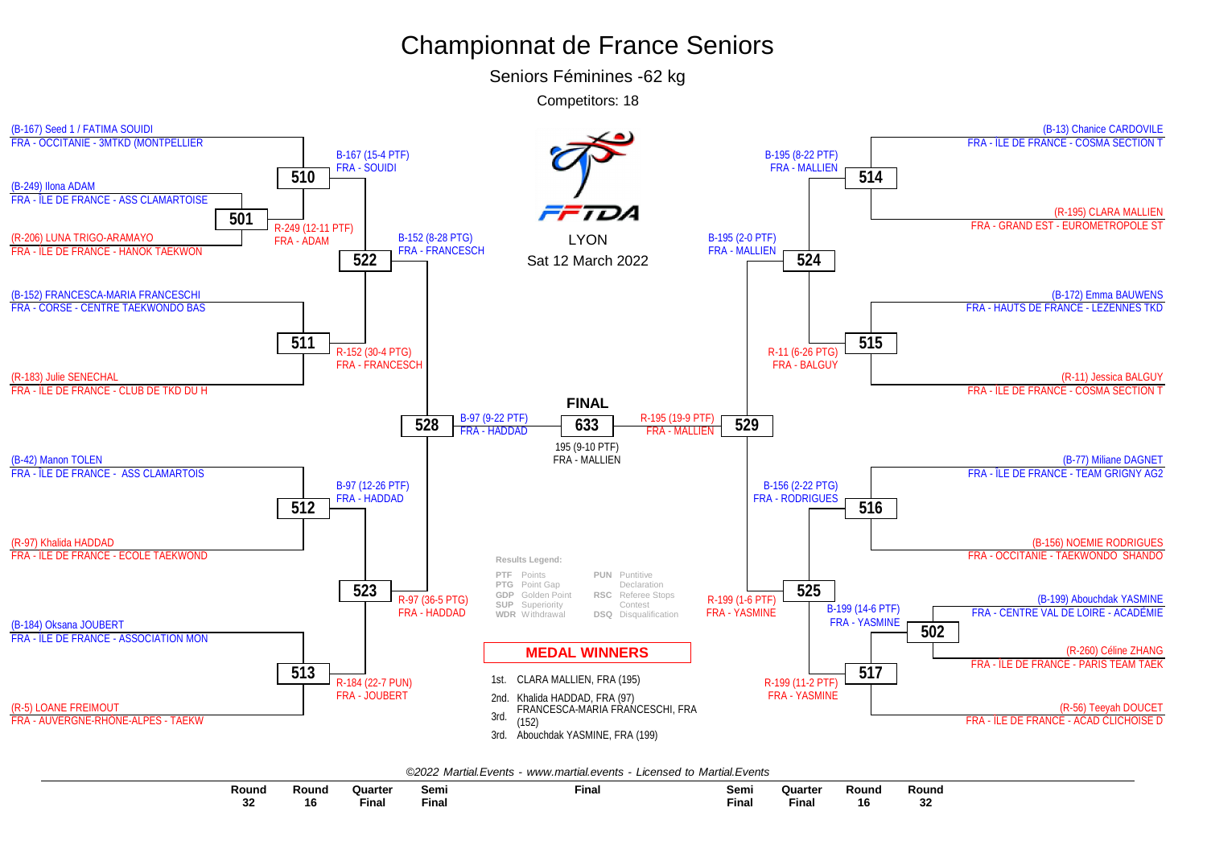# Championnat de France Seniors

## Seniors Féminines -62 kg

Competitors: 18

LYON

Sat 12 March 2022

### Round 32 / Round 16

- (B-167) Seed 1 / FATIMA SOUIDI — FRA - OCCITANIE - 3MTKD (MONTPELLIER
- (B-249) Ilona ADAM — FRA - ÎLE DE FRANCE - ASS CLAMARTOISE
- (R-206) LUNA TRIGO-ARAMAYO — FRA - ÎLE DE FRANCE - HANOK TAEKWON
- (B-152) FRANCESCA-MARIA FRANCESCHI — FRA - CORSE - CENTRE TAEKWONDO BAS
- (R-183) Julie SENECHAL — FRA - ÎLE DE FRANCE - CLUB DE TKD DU H
- (B-42) Manon TOLEN — FRA - ÎLE DE FRANCE - ASS CLAMARTOIS
- (R-97) Khalida HADDAD — FRA - ÎLE DE FRANCE - ECOLE TAEKWOND
- (B-184) Oksana JOUBERT — FRA - ÎLE DE FRANCE - ASSOCIATION MON
- (R-5) LOANE FREIMOUT — FRA - AUVERGNE-RHÔNE-ALPES - TAEKW
- (B-13) Chanice CARDOVILE — FRA - ÎLE DE FRANCE - COSMA SECTION T
- (R-195) CLARA MALLIEN — FRA - GRAND EST - EUROMETROPOLE ST
- (B-172) Emma BAUWENS — FRA - HAUTS DE FRANCE - LEZENNES TKD
- (R-11) Jessica BALGUY — FRA - ÎLE DE FRANCE - COSMA SECTION T
- (B-77) Miliane DAGNET — FRA - ÎLE DE FRANCE - TEAM GRIGNY AG2
- (B-156) NOEMIE RODRIGUES — FRA - OCCITANIE - TAEKWONDO SHANDO
- (B-199) Abouchdak YASMINE — FRA - CENTRE VAL DE LOIRE - ACADÉMIE
- (R-260) Céline ZHANG — FRA - ÎLE DE FRANCE - PARIS TEAM TAEK
- (R-56) Teeyah DOUCET — FRA - ÎLE DE FRANCE - ACAD CLICHOISE D

### Results

| Match | Winner |
|---|---|
| 501 | R-249 (12-11 PTF) FRA - ADAM |
| 502 | B-199 (14-6 PTF) FRA - YASMINE |
| 510 | B-167 (15-4 PTF) FRA - SOUIDI |
| 511 | R-152 (30-4 PTG) FRA - FRANCESCH |
| 512 | B-97 (12-26 PTF) FRA - HADDAD |
| 513 | R-184 (22-7 PUN) FRA - JOUBERT |
| 514 | B-195 (8-22 PTF) FRA - MALLIEN |
| 515 | R-11 (6-26 PTG) FRA - BALGUY |
| 516 | B-156 (2-22 PTG) FRA - RODRIGUES |
| 517 | R-199 (11-2 PTF) FRA - YASMINE |
| 522 | B-152 (8-28 PTG) FRA - FRANCESCH |
| 523 | R-97 (36-5 PTG) FRA - HADDAD |
| 524 | B-195 (2-0 PTF) FRA - MALLIEN |
| 525 | R-199 (1-6 PTF) FRA - YASMINE |
| 528 | B-97 (9-22 PTF) FRA - HADDAD |
| 529 | R-195 (19-9 PTF) FRA - MALLIEN |
| 633 (FINAL) | 195 (9-10 PTF) FRA - MALLIEN |

**Results Legend:**

- PTF Points
- PTG Point Gap
- GDP Golden Point
- SUP Superiority
- WDR Withdrawal
- PUN Puntitive Declaration
- RSC Referee Stops Contest
- DSQ Disqualification

### MEDAL WINNERS

1st. CLARA MALLIEN, FRA (195)
2nd. Khalida HADDAD, FRA (97)
3rd. FRANCESCA-MARIA FRANCESCHI, FRA (152)
3rd. Abouchdak YASMINE, FRA (199)

*©2022 Martial.Events - www.martial.events - Licensed to Martial.Events*

Round 32 | Round 16 | Quarter Final | Semi Final | Final | Semi Final | Quarter Final | Round 16 | Round 32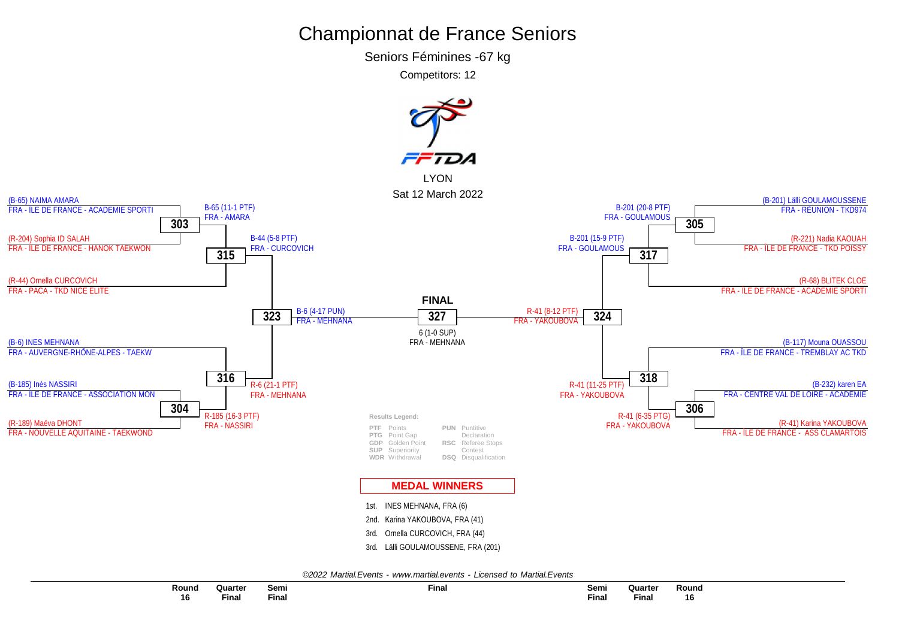# Championnat de France Seniors

## Seniors Féminines -67 kg

Competitors: 12

LYON

Sat 12 March 2022

### Round 16

**Match 303**
- (B-65) NAIMA AMARA — FRA - ILE DE FRANCE - ACADEMIE SPORTI
- (R-204) Sophia ID SALAH — FRA - ILE DE FRANCE - HANOK TAEKWON
- Winner: B-65 (11-1 PTF) FRA - AMARA

**Match 304**
- (B-185) Inès NASSIRI — FRA - ILE DE FRANCE - ASSOCIATION MON
- (R-189) Maëva DHONT — FRA - NOUVELLE AQUITAINE - TAEKWOND
- Winner: R-185 (16-3 PTF) FRA - NASSIRI

**Match 305**
- (B-201) Lälli GOULAMOUSSENE — FRA - REUNION - TKD974
- (R-221) Nadia KAOUAH — FRA - ILE DE FRANCE - TKD POISSY
- Winner: B-201 (20-8 PTF) FRA - GOULAMOUS

**Match 306**
- (B-232) karen EA — FRA - CENTRE VAL DE LOIRE - ACADEMIE
- (R-41) Karina YAKOUBOVA — FRA - ILE DE FRANCE - ASS CLAMARTOIS
- Winner: R-41 (6-35 PTG) FRA - YAKOUBOVA

### Quarter Final

**Match 315**
- B-65 FRA - AMARA
- (R-44) Ornella CURCOVICH — FRA - PACA - TKD NICE ELITE
- Winner: B-44 (5-8 PTF) FRA - CURCOVICH

**Match 316**
- (B-6) INES MEHNANA — FRA - AUVERGNE-RHÔNE-ALPES - TAEKW
- R-185 FRA - NASSIRI
- Winner: R-6 (21-1 PTF) FRA - MEHNANA

**Match 317**
- B-201 FRA - GOULAMOUS
- (R-68) BLITEK CLOE — FRA - ILE DE FRANCE - ACADEMIE SPORTI
- Winner: B-201 (15-9 PTF) FRA - GOULAMOUS

**Match 318**
- (B-117) Mouna OUASSOU — FRA - ÎLE DE FRANCE - TREMBLAY AC TKD
- R-41 FRA - YAKOUBOVA
- Winner: R-41 (11-25 PTF) FRA - YAKOUBOVA

### Semi Final

**Match 323**
- Winner: B-6 (4-17 PUN) FRA - MEHNANA

**Match 324**
- Winner: R-41 (8-12 PTF) FRA - YAKOUBOVA

### FINAL

**Match 327**
- 6 (1-0 SUP) FRA - MEHNANA

**Results Legend:**

| Code | Meaning | Code | Meaning |
|---|---|---|---|
| PTF | Points | PUN | Puntitive Declaration |
| PTG | Point Gap | RSC | Referee Stops Contest |
| GDP | Golden Point | DSQ | Disqualification |
| SUP | Superiority | | |
| WDR | Withdrawal | | |

## MEDAL WINNERS

1st. INES MEHNANA, FRA (6)
2nd. Karina YAKOUBOVA, FRA (41)
3rd. Ornella CURCOVICH, FRA (44)
3rd. Lälli GOULAMOUSSENE, FRA (201)

*©2022 Martial.Events - www.martial.events - Licensed to Martial.Events*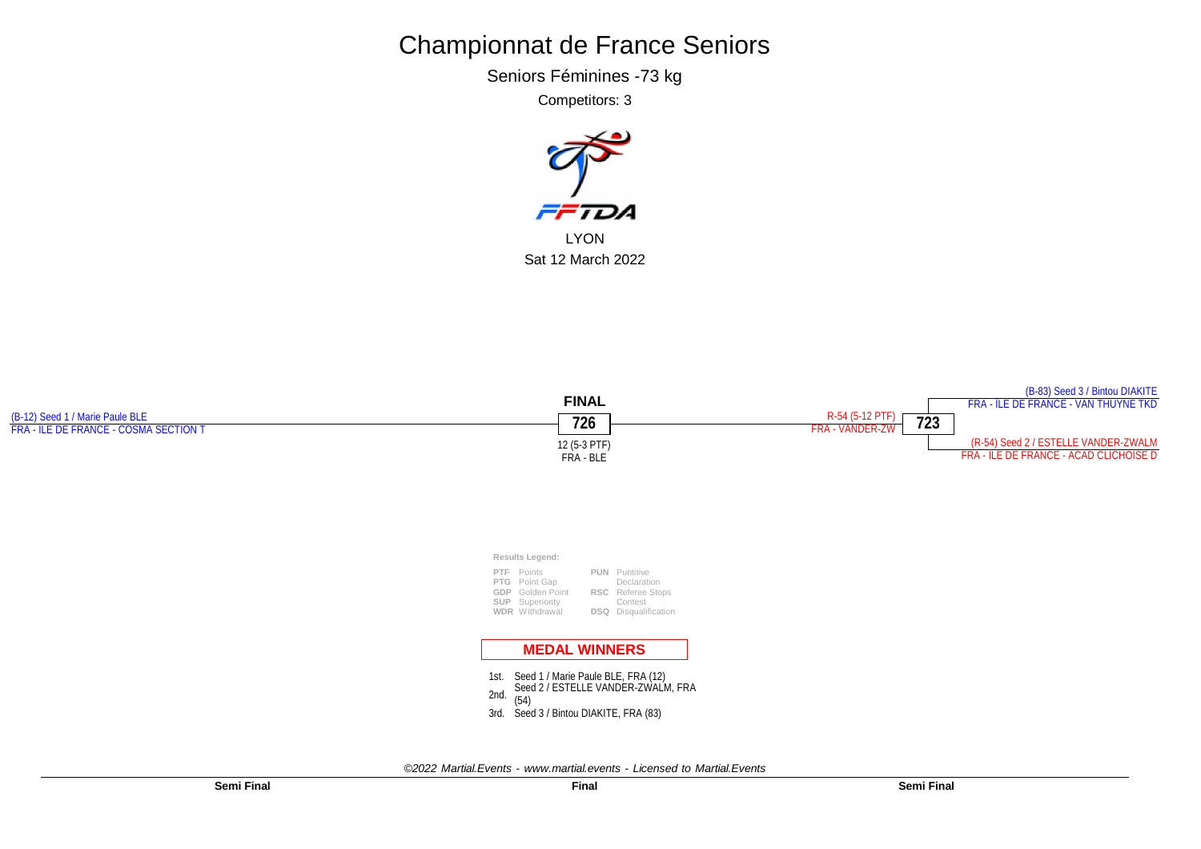# Championnat de France Seniors

## Seniors Féminines -73 kg

Competitors: 3

LYON

Sat 12 March 2022

**FINAL**

(B-12) Seed 1 / Marie Paule BLE
FRA - ILE DE FRANCE - COSMA SECTION T

**726**

12 (5-3 PTF)
FRA - BLE

R-54 (5-12 PTF)
FRA - VANDER-ZW

**723**

(B-83) Seed 3 / Bintou DIAKITE
FRA - ILE DE FRANCE - VAN THUYNE TKD

(R-54) Seed 2 / ESTELLE VANDER-ZWALM
FRA - ILE DE FRANCE - ACAD CLICHOISE D

**Results Legend:**

| | | | |
|---|---|---|---|
| **PTF** | Points | **PUN** | Puntitive Declaration |
| **PTG** | Point Gap | | |
| **GDP** | Golden Point | **RSC** | Referee Stops Contest |
| **SUP** | Superiority | | |
| **WDR** | Withdrawal | **DSQ** | Disqualification |

**MEDAL WINNERS**

1st. Seed 1 / Marie Paule BLE, FRA (12)
2nd. Seed 2 / ESTELLE VANDER-ZWALM, FRA (54)
3rd. Seed 3 / Bintou DIAKITE, FRA (83)

*©2022 Martial.Events - www.martial.events - Licensed to Martial.Events*

**Semi Final** | **Final** | **Semi Final**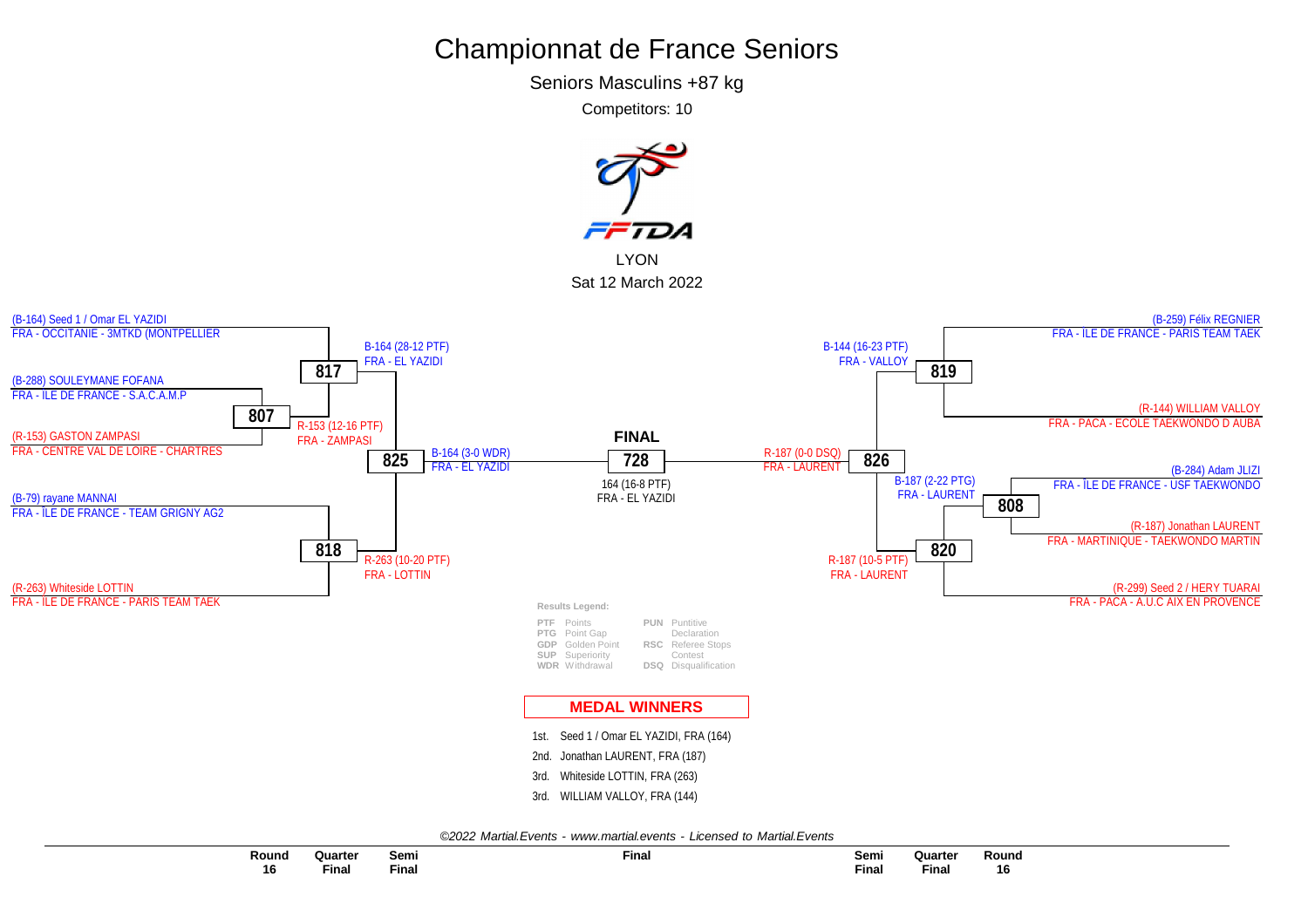# Championnat de France Seniors

## Seniors Masculins +87 kg

Competitors: 10

LYON

Sat 12 March 2022

### Left side

**Round 16**

- (B-164) Seed 1 / Omar EL YAZIDI — FRA - OCCITANIE - 3MTKD (MONTPELLIER
- (B-288) SOULEYMANE FOFANA — FRA - ÎLE DE FRANCE - S.A.C.A.M.P
- (R-153) GASTON ZAMPASI — FRA - CENTRE VAL DE LOIRE - CHARTRES
- (B-79) rayane MANNAI — FRA - ÎLE DE FRANCE - TEAM GRIGNY AG2
- (R-263) Whiteside LOTTIN — FRA - ÎLE DE FRANCE - PARIS TEAM TAEK

**807**: R-153 (12-16 PTF) FRA - ZAMPASI

**Quarter Final**

- **817**: B-164 (28-12 PTF) FRA - EL YAZIDI
- **818**: R-263 (10-20 PTF) FRA - LOTTIN

**Semi Final**

- **825**: B-164 (3-0 WDR) FRA - EL YAZIDI

### FINAL

**728**: 164 (16-8 PTF) FRA - EL YAZIDI

### Right side

**Round 16**

- (B-259) Félix REGNIER — FRA - ÎLE DE FRANCE - PARIS TEAM TAEK
- (R-144) WILLIAM VALLOY — FRA - PACA - ECOLE TAEKWONDO D AUBA
- (B-284) Adam JLIZI — FRA - ÎLE DE FRANCE - USF TAEKWONDO
- (R-187) Jonathan LAURENT — FRA - MARTINIQUE - TAEKWONDO MARTIN
- (R-299) Seed 2 / HERY TUARAI — FRA - PACA - A.U.C AIX EN PROVENCE

**808**: B-187 (2-22 PTG) FRA - LAURENT

**Quarter Final**

- **819**: B-144 (16-23 PTF) FRA - VALLOY
- **820**: R-187 (10-5 PTF) FRA - LAURENT

**Semi Final**

- **826**: R-187 (0-0 DSQ) FRA - LAURENT

**Results Legend:**

| | | | |
|---|---|---|---|
| PTF | Points | PUN | Puntitive Declaration |
| PTG | Point Gap | RSC | Referee Stops Contest |
| GDP | Golden Point | DSQ | Disqualification |
| SUP | Superiority | | |
| WDR | Withdrawal | | |

## MEDAL WINNERS

1st. Seed 1 / Omar EL YAZIDI, FRA (164)
2nd. Jonathan LAURENT, FRA (187)
3rd. Whiteside LOTTIN, FRA (263)
3rd. WILLIAM VALLOY, FRA (144)

*©2022 Martial.Events - www.martial.events - Licensed to Martial.Events*

Round 16 | Quarter Final | Semi Final | Final | Semi Final | Quarter Final | Round 16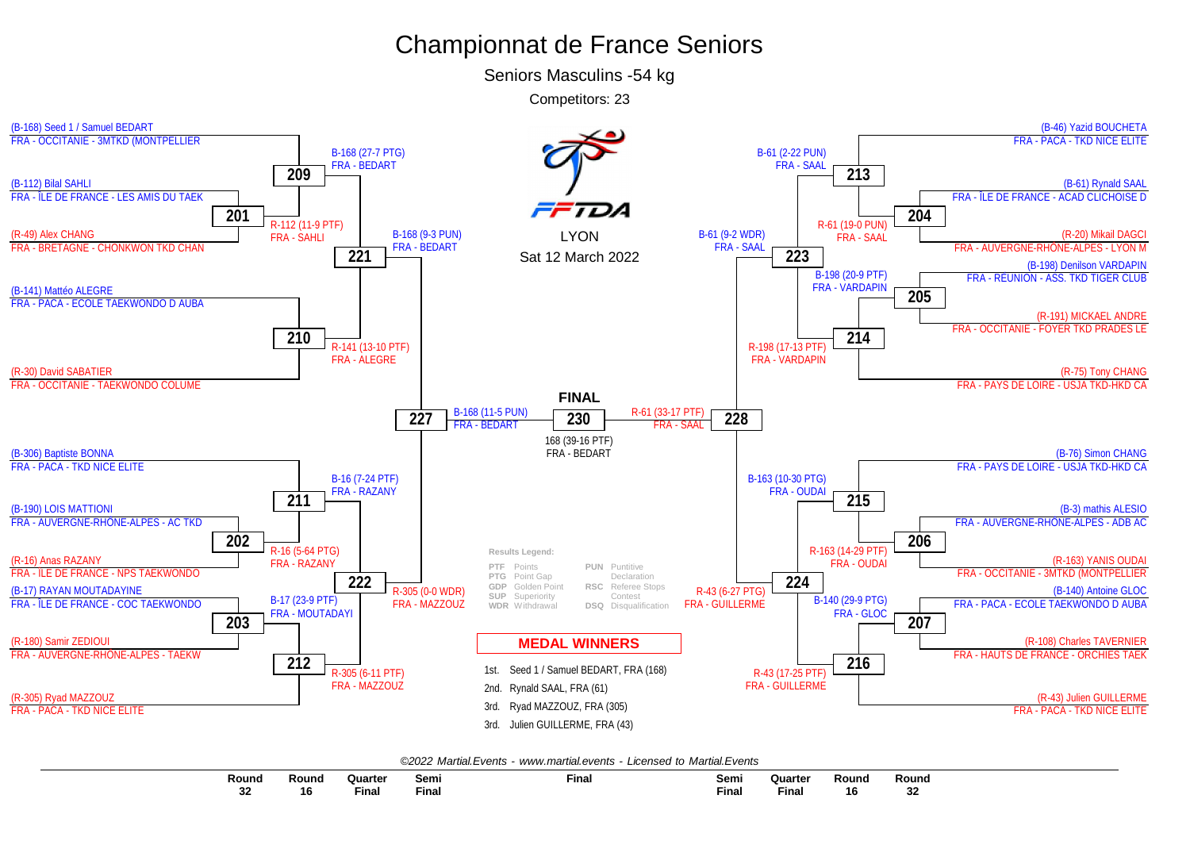# Championnat de France Seniors

## Seniors Masculins -54 kg

Competitors: 23

LYON

Sat 12 March 2022

### Left side of bracket

(B-168) Seed 1 / Samuel BEDART
FRA - OCCITANIE - 3MTKD (MONTPELLIER

**209** — B-168 (27-7 PTG) FRA - BEDART

(B-112) Bilal SAHLI
FRA - ÎLE DE FRANCE - LES AMIS DU TAEK

**201** — R-112 (11-9 PTF) FRA - SAHLI

(R-49) Alex CHANG
FRA - BRETAGNE - CHONKWON TKD CHAN

**221** — B-168 (9-3 PUN) FRA - BEDART

(B-141) Mattéo ALEGRE
FRA - PACA - ECOLE TAEKWONDO D AUBA

**210** — R-141 (13-10 PTF) FRA - ALEGRE

(R-30) David SABATIER
FRA - OCCITANIE - TAEKWONDO COLUME

**227** — B-168 (11-5 PUN) FRA - BEDART

(B-306) Baptiste BONNA
FRA - PACA - TKD NICE ELITE

**211** — B-16 (7-24 PTF) FRA - RAZANY

(B-190) LOIS MATTIONI
FRA - AUVERGNE-RHÔNE-ALPES - AC TKD

**202** — R-16 (5-64 PTG) FRA - RAZANY

(R-16) Anas RAZANY
FRA - ÎLE DE FRANCE - NPS TAEKWONDO

**222** — R-305 (0-0 WDR) FRA - MAZZOUZ

(B-17) RAYAN MOUTADAYINE
FRA - ÎLE DE FRANCE - COC TAEKWONDO

**203** — B-17 (23-9 PTF) FRA - MOUTADAYI

(R-180) Samir ZEDIOUI
FRA - AUVERGNE-RHÔNE-ALPES - TAEKW

**212** — R-305 (6-11 PTF) FRA - MAZZOUZ

(R-305) Ryad MAZZOUZ
FRA - PACA - TKD NICE ELITE

### Right side of bracket

(B-46) Yazid BOUCHETA
FRA - PACA - TKD NICE ELITE

**213** — B-61 (2-22 PUN) FRA - SAAL

(B-61) Rynald SAAL
FRA - ÎLE DE FRANCE - ACAD CLICHOISE D

**204** — R-61 (19-0 PUN) FRA - SAAL

(R-20) Mikail DAGCI
FRA - AUVERGNE-RHÔNE-ALPES - LYON M

**223** — B-61 (9-2 WDR) FRA - SAAL

(B-198) Denilson VARDAPIN
FRA - REUNION - ASS. TKD TIGER CLUB

**205** — B-198 (20-9 PTF) FRA - VARDAPIN

(R-191) MICKAEL ANDRE
FRA - OCCITANIE - FOYER TKD PRADES LE

**214** — R-198 (17-13 PTF) FRA - VARDAPIN

(R-75) Tony CHANG
FRA - PAYS DE LOIRE - USJA TKD-HKD CA

**228** — R-61 (33-17 PTF) FRA - SAAL

(B-76) Simon CHANG
FRA - PAYS DE LOIRE - USJA TKD-HKD CA

**215** — B-163 (10-30 PTG) FRA - OUDAI

(B-3) mathis ALESIO
FRA - AUVERGNE-RHÔNE-ALPES - ADB AC

**206** — R-163 (14-29 PTF) FRA - OUDAI

(R-163) YANIS OUDAI
FRA - OCCITANIE - 3MTKD (MONTPELLIER

**224** — R-43 (6-27 PTG) FRA - GUILLERME

(B-140) Antoine GLOC
FRA - PACA - ECOLE TAEKWONDO D AUBA

**207** — B-140 (29-9 PTG) FRA - GLOC

(R-108) Charles TAVERNIER
FRA - HAUTS DE FRANCE - ORCHIES TAEK

**216** — R-43 (17-25 PTF) FRA - GUILLERME

(R-43) Julien GUILLERME
FRA - PACA - TKD NICE ELITE

### FINAL

**230** — 168 (39-16 PTF) FRA - BEDART

**Results Legend:**

| | | | |
|---|---|---|---|
| PTF | Points | PUN | Puntitive Declaration |
| PTG | Point Gap | RSC | Referee Stops Contest |
| GDP | Golden Point | DSQ | Disqualification |
| SUP | Superiority | | |
| WDR | Withdrawal | | |

### MEDAL WINNERS

1st. Seed 1 / Samuel BEDART, FRA (168)
2nd. Rynald SAAL, FRA (61)
3rd. Ryad MAZZOUZ, FRA (305)
3rd. Julien GUILLERME, FRA (43)

*©2022 Martial.Events - www.martial.events - Licensed to Martial.Events*

| Round 32 | Round 16 | Quarter Final | Semi Final | Final | Semi Final | Quarter Final | Round 16 | Round 32 |
|---|---|---|---|---|---|---|---|---|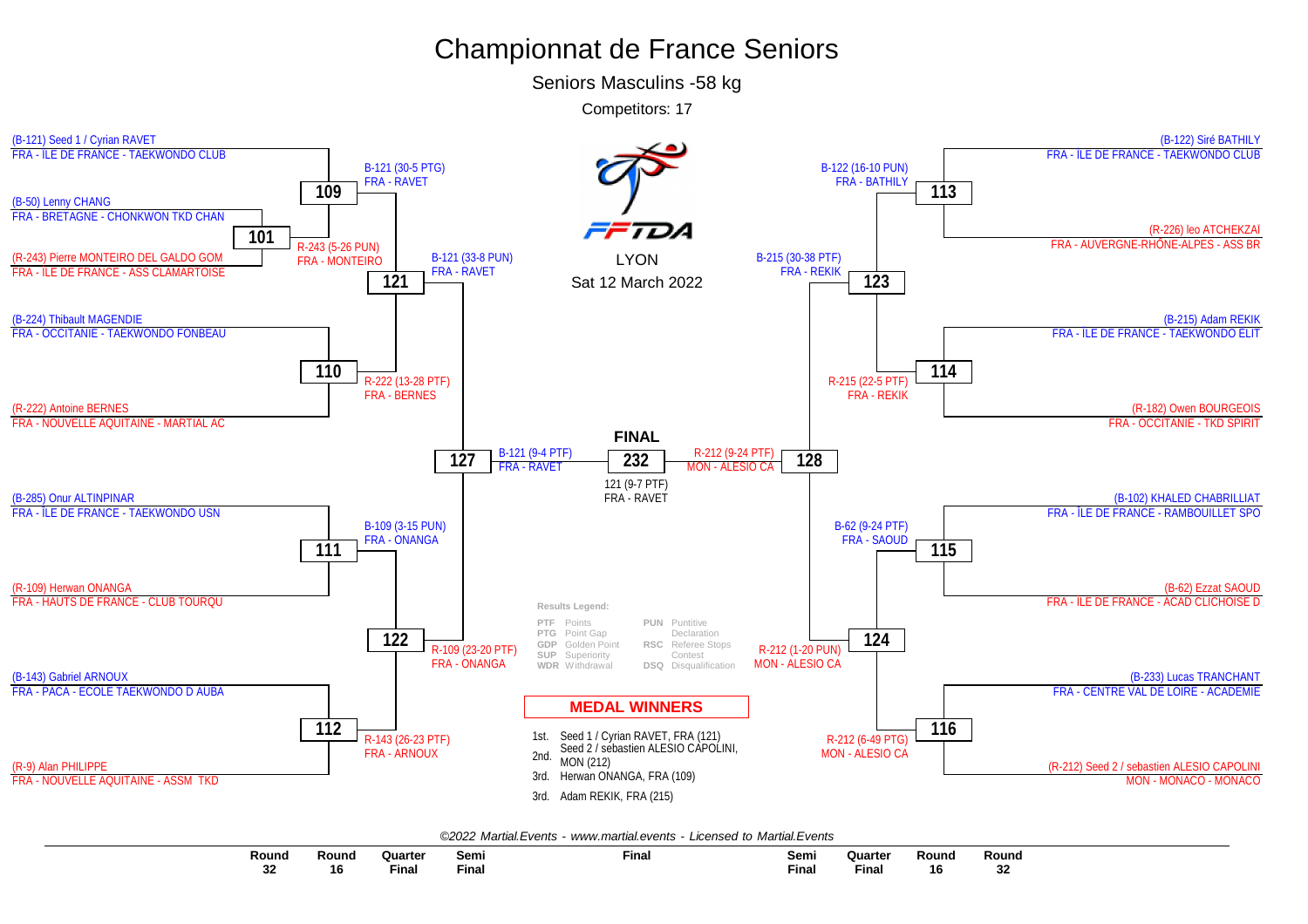# Championnat de France Seniors

## Seniors Masculins -58 kg

Competitors: 17

LYON
Sat 12 March 2022

### Left side of bracket

**Round 32 / Round 16**

- (B-121) Seed 1 / Cyrian RAVET — FRA - ILE DE FRANCE - TAEKWONDO CLUB
- (B-50) Lenny CHANG — FRA - BRETAGNE - CHONKWON TKD CHAN
- (R-243) Pierre MONTEIRO DEL GALDO GOM — FRA - ILE DE FRANCE - ASS CLAMARTOISE
- (B-224) Thibault MAGENDIE — FRA - OCCITANIE - TAEKWONDO FONBEAU
- (R-222) Antoine BERNES — FRA - NOUVELLE AQUITAINE - MARTIAL AC
- (B-285) Onur ALTINPINAR — FRA - ILE DE FRANCE - TAEKWONDO USN
- (R-109) Herwan ONANGA — FRA - HAUTS DE FRANCE - CLUB TOURQU
- (B-143) Gabriel ARNOUX — FRA - PACA - ECOLE TAEKWONDO D AUBA
- (R-9) Alan PHILIPPE — FRA - NOUVELLE AQUITAINE - ASSM TKD

**Match results**

- 101: R-243 (5-26 PUN) FRA - MONTEIRO
- 109: B-121 (30-5 PTG) FRA - RAVET
- 110: R-222 (13-28 PTF) FRA - BERNES
- 111: B-109 (3-15 PUN) FRA - ONANGA
- 112: R-143 (26-23 PTF) FRA - ARNOUX
- 121: B-121 (33-8 PUN) FRA - RAVET
- 122: R-109 (23-20 PTF) FRA - ONANGA
- 127: B-121 (9-4 PTF) FRA - RAVET

### Right side of bracket

**Round 32 / Round 16**

- (B-122) Siré BATHILY — FRA - ILE DE FRANCE - TAEKWONDO CLUB
- (R-226) leo ATCHEKZAI — FRA - AUVERGNE-RHÔNE-ALPES - ASS BR
- (B-215) Adam REKIK — FRA - ILE DE FRANCE - TAEKWONDO ELIT
- (R-182) Owen BOURGEOIS — FRA - OCCITANIE - TKD SPIRIT
- (B-102) KHALED CHABRILLIAT — FRA - ÎLE DE FRANCE - RAMBOUILLET SPO
- (R-62) Ezzat SAOUD — FRA - ILE DE FRANCE - ACAD CLICHOISE D
- (B-233) Lucas TRANCHANT — FRA - CENTRE VAL DE LOIRE - ACADEMIE
- (R-212) Seed 2 / sebastien ALESIO CAPOLINI — MON - MONACO - MONACO

**Match results**

- 113: B-122 (16-10 PUN) FRA - BATHILY
- 114: R-215 (22-5 PTF) FRA - REKIK
- 115: B-62 (9-24 PTF) FRA - SAOUD
- 116: R-212 (6-49 PTG) MON - ALESIO CA
- 123: B-215 (30-38 PTF) FRA - REKIK
- 124: R-212 (1-20 PUN) MON - ALESIO CA
- 128: R-212 (9-24 PTF) MON - ALESIO CA

### FINAL

- 232: 121 (9-7 PTF) FRA - RAVET

**Results Legend:**

| | | | |
|---|---|---|---|
| PTF | Points | PUN | Puntitive Declaration |
| PTG | Point Gap | RSC | Referee Stops Contest |
| GDP | Golden Point | DSQ | Disqualification |
| SUP | Superiority | | |
| WDR | Withdrawal | | |

### MEDAL WINNERS

- 1st. Seed 1 / Cyrian RAVET, FRA (121)
- 2nd. Seed 2 / sebastien ALESIO CAPOLINI, MON (212)
- 3rd. Herwan ONANGA, FRA (109)
- 3rd. Adam REKIK, FRA (215)

*©2022 Martial.Events - www.martial.events - Licensed to Martial.Events*

| Round 32 | Round 16 | Quarter Final | Semi Final | Final | Semi Final | Quarter Final | Round 16 | Round 32 |
|---|---|---|---|---|---|---|---|---|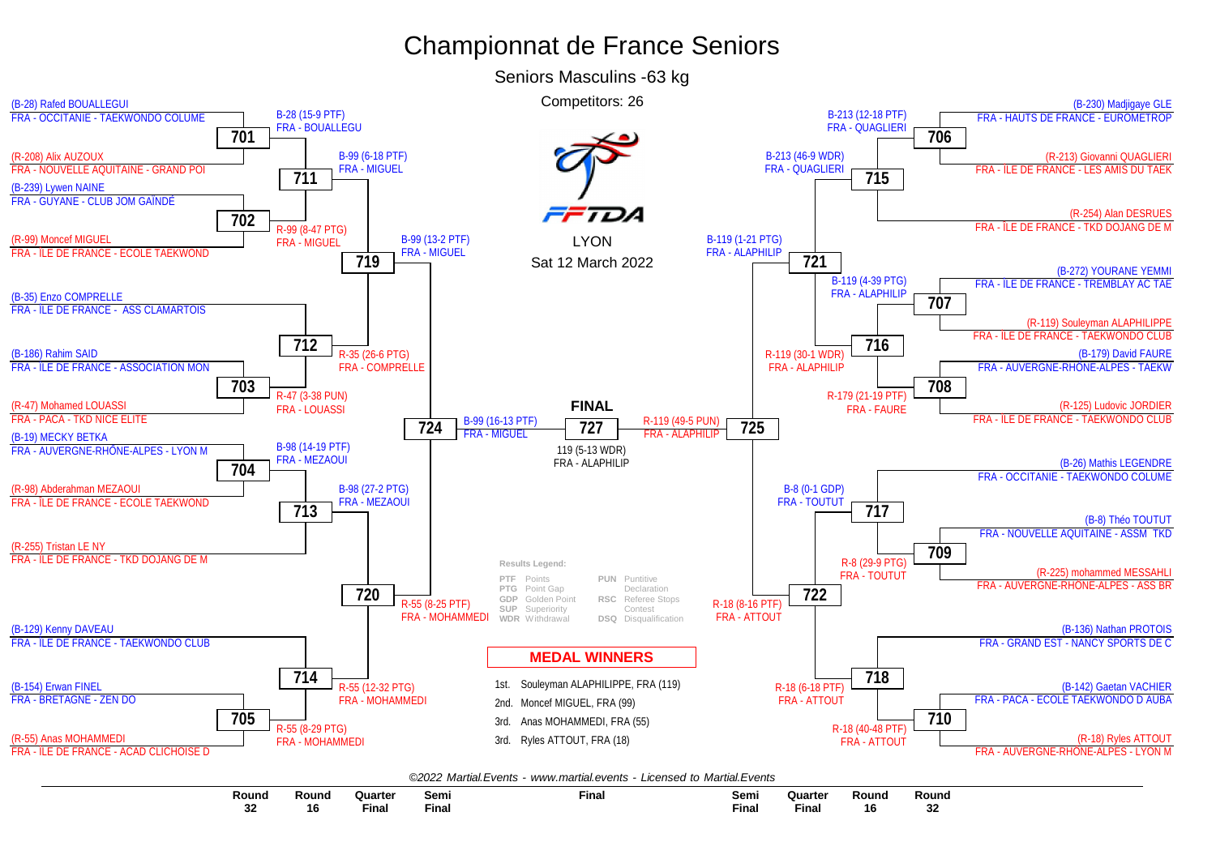# Championnat de France Seniors

## Seniors Masculins -63 kg

Competitors: 26

LYON

Sat 12 March 2022

### Round 32 / Round 16 (left side)

- (B-28) Rafed BOUALLEGUI — FRA - OCCITANIE - TAEKWONDO COLUME
- **701**: B-28 (15-9 PTF) FRA - BOUALLEGU
- (R-208) Alix AUZOUX — FRA - NOUVELLE AQUITAINE - GRAND POI
- **711**: B-99 (6-18 PTF) FRA - MIGUEL
- (B-239) Lywen NAINE — FRA - GUYANE - CLUB JOM GAÏNDÉ
- **702**: R-99 (8-47 PTG) FRA - MIGUEL
- (R-99) Moncef MIGUEL — FRA - ILE DE FRANCE - ECOLE TAEKWOND
- **719**: B-99 (13-2 PTF) FRA - MIGUEL
- (B-35) Enzo COMPRELLE — FRA - ILE DE FRANCE - ASS CLAMARTOIS
- **712**: R-35 (26-6 PTG) FRA - COMPRELLE
- (B-186) Rahim SAID — FRA - ILE DE FRANCE - ASSOCIATION MON
- **703**: R-47 (3-38 PUN) FRA - LOUASSI
- (R-47) Mohamed LOUASSI — FRA - PACA - TKD NICE ELITE
- **724**: B-99 (16-13 PTF) FRA - MIGUEL
- (B-19) MECKY BETKA — FRA - AUVERGNE-RHÔNE-ALPES - LYON M
- **704**: B-98 (14-19 PTF) FRA - MEZAOUI
- (R-98) Abderahman MEZAOUI — FRA - ILE DE FRANCE - ECOLE TAEKWOND
- **713**: B-98 (27-2 PTG) FRA - MEZAOUI
- (R-255) Tristan LE NY — FRA - ILE DE FRANCE - TKD DOJANG DE M
- **720**: R-55 (8-25 PTF) FRA - MOHAMMEDI
- (B-129) Kenny DAVEAU — FRA - ILE DE FRANCE - TAEKWONDO CLUB
- **714**: R-55 (12-32 PTG) FRA - MOHAMMEDI
- (B-154) Erwan FINEL — FRA - BRETAGNE - ZEN DO
- **705**: R-55 (8-29 PTG) FRA - MOHAMMEDI
- (R-55) Anas MOHAMMEDI — FRA - ILE DE FRANCE - ACAD CLICHOISE D

### Round 32 / Round 16 (right side)

- (B-230) Madjigaye GLE — FRA - HAUTS DE FRANCE - EUROMETROP
- **706**: B-213 (12-18 PTF) FRA - QUAGLIERI
- (R-213) Giovanni QUAGLIERI — FRA - ILE DE FRANCE - LES AMIS DU TAEK
- **715**: B-213 (46-9 WDR) FRA - QUAGLIERI
- (R-254) Alan DESRUES — FRA - ILE DE FRANCE - TKD DOJANG DE M
- **721**: B-119 (1-21 PTG) FRA - ALAPHILIP
- (B-272) YOURANE YEMMI — FRA - ILE DE FRANCE - TREMBLAY AC TAE
- **707**: B-119 (4-39 PTG) FRA - ALAPHILIP
- (R-119) Souleyman ALAPHILIPPE — FRA - ILE DE FRANCE - TAEKWONDO CLUB
- **716**: R-119 (30-1 WDR) FRA - ALAPHILIP
- (B-179) David FAURE — FRA - AUVERGNE-RHÔNE-ALPES - TAEKW
- **708**: R-179 (21-19 PTF) FRA - FAURE
- (R-125) Ludovic JORDIER — FRA - ILE DE FRANCE - TAEKWONDO CLUB
- **725**: R-119 (49-5 PUN) FRA - ALAPHILIP
- (B-26) Mathis LEGENDRE — FRA - OCCITANIE - TAEKWONDO COLUME
- **717**: B-8 (0-1 GDP) FRA - TOUTUT
- (B-8) Théo TOUTUT — FRA - NOUVELLE AQUITAINE - ASSM TKD
- **709**: R-8 (29-9 PTG) FRA - TOUTUT
- (R-225) mohammed MESSAHLI — FRA - AUVERGNE-RHÔNE-ALPES - ASS BR
- **722**: R-18 (8-16 PTF) FRA - ATTOUT
- (B-136) Nathan PROTOIS — FRA - GRAND EST - NANCY SPORTS DE C
- **718**: R-18 (6-18 PTF) FRA - ATTOUT
- (B-142) Gaetan VACHIER — FRA - PACA - ECOLE TAEKWONDO D AUBA
- **710**: R-18 (40-48 PTF) FRA - ATTOUT
- (R-18) Ryles ATTOUT — FRA - AUVERGNE-RHÔNE-ALPES - LYON M

### FINAL

**727**: 119 (5-13 WDR) FRA - ALAPHILIP

**Results Legend:**

| | | | |
|---|---|---|---|
| PTF | Points | PUN | Puntitive Declaration |
| PTG | Point Gap | RSC | Referee Stops Contest |
| GDP | Golden Point | DSQ | Disqualification |
| SUP | Superiority | | |
| WDR | Withdrawal | | |

### MEDAL WINNERS

1st. Souleyman ALAPHILIPPE, FRA (119)
2nd. Moncef MIGUEL, FRA (99)
3rd. Anas MOHAMMEDI, FRA (55)
3rd. Ryles ATTOUT, FRA (18)

*©2022 Martial.Events - www.martial.events - Licensed to Martial.Events*

Round 32 | Round 16 | Quarter Final | Semi Final | Final | Semi Final | Quarter Final | Round 16 | Round 32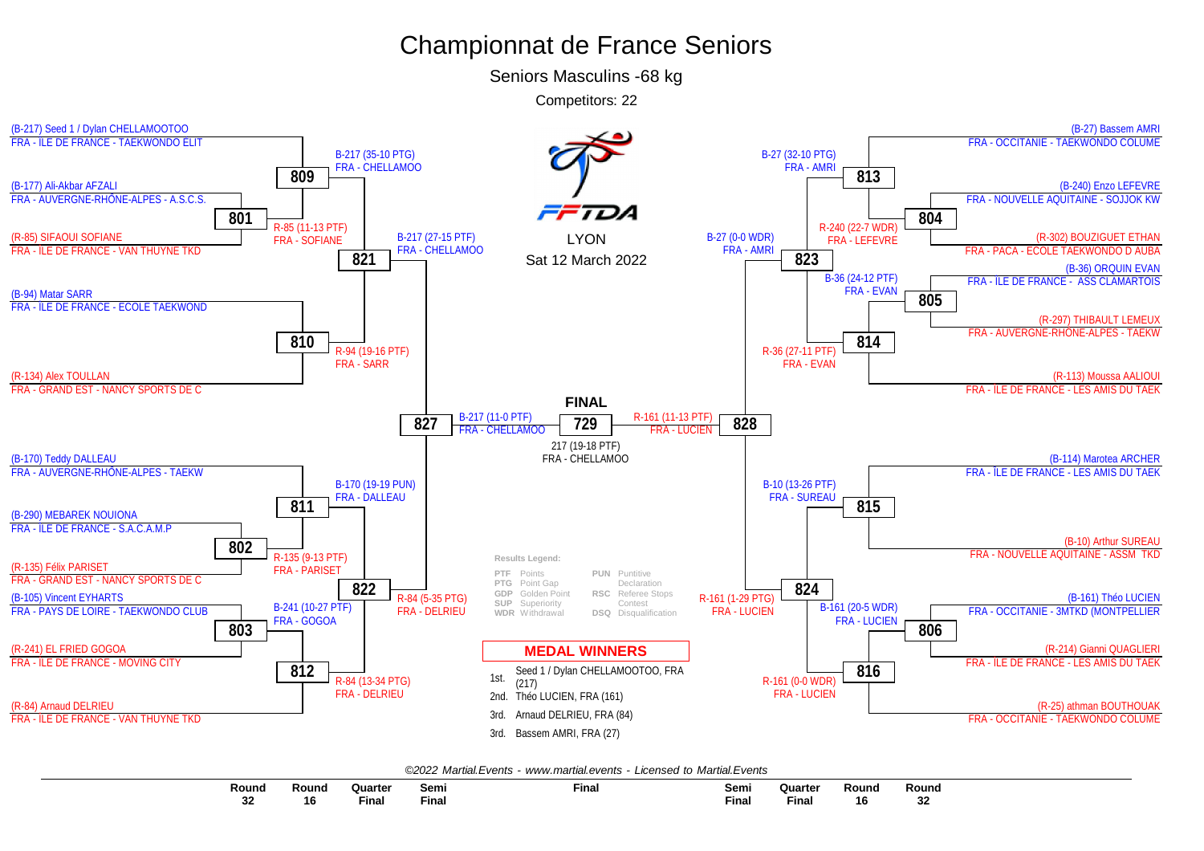# Championnat de France Seniors

## Seniors Masculins -68 kg

Competitors: 22

LYON
Sat 12 March 2022

### Left bracket (top half)

- (B-217) Seed 1 / Dylan CHELLAMOOTOO — FRA - ILE DE FRANCE - TAEKWONDO ELIT
- (B-177) Ali-Akbar AFZALI — FRA - AUVERGNE-RHÔNE-ALPES - A.S.C.S.
- (R-85) SIFAOUI SOFIANE — FRA - ILE DE FRANCE - VAN THUYNE TKD
- (B-94) Matar SARR — FRA - ILE DE FRANCE - ECOLE TAEKWOND
- (R-134) Alex TOULLAN — FRA - GRAND EST - NANCY SPORTS DE C

Matches:
- 801: R-85 (11-13 PTF) FRA - SOFIANE
- 809: B-217 (35-10 PTG) FRA - CHELLAMOO
- 810: R-94 (19-16 PTF) FRA - SARR
- 821: B-217 (27-15 PTF) FRA - CHELLAMOO

### Left bracket (bottom half)

- (B-170) Teddy DALLEAU — FRA - AUVERGNE-RHÔNE-ALPES - TAEKW
- (B-290) MEBAREK NOUIONA — FRA - ILE DE FRANCE - S.A.C.A.M.P
- (R-135) Félix PARISET — FRA - GRAND EST - NANCY SPORTS DE C
- (B-105) Vincent EYHARTS — FRA - PAYS DE LOIRE - TAEKWONDO CLUB
- (R-241) EL FRIED GOGOA — FRA - ILE DE FRANCE - MOVING CITY
- (R-84) Arnaud DELRIEU — FRA - ILE DE FRANCE - VAN THUYNE TKD

Matches:
- 802: R-135 (9-13 PTF) FRA - PARISET
- 803: B-241 (10-27 PTF) FRA - GOGOA
- 811: B-170 (19-19 PUN) FRA - DALLEAU
- 812: R-84 (13-34 PTG) FRA - DELRIEU
- 822: R-84 (5-35 PTG) FRA - DELRIEU
- 827: B-217 (11-0 PTF) FRA - CHELLAMOO

### Right bracket (top half)

- (B-27) Bassem AMRI — FRA - OCCITANIE - TAEKWONDO COLUME
- (B-240) Enzo LEFEVRE — FRA - NOUVELLE AQUITAINE - SOJJOK KW
- (R-302) BOUZIGUET ETHAN — FRA - PACA - ECOLE TAEKWONDO D AUBA
- (B-36) ORQUIN EVAN — FRA - ILE DE FRANCE - ASS CLAMARTOIS
- (R-297) THIBAULT LEMEUX — FRA - AUVERGNE-RHÔNE-ALPES - TAEKW
- (R-113) Moussa AALIOUI — FRA - ILE DE FRANCE - LES AMIS DU TAEK

Matches:
- 804: R-240 (22-7 WDR) FRA - LEFEVRE
- 805: B-36 (24-12 PTF) FRA - EVAN
- 813: B-27 (32-10 PTG) FRA - AMRI
- 814: R-36 (27-11 PTF) FRA - EVAN
- 823: B-27 (0-0 WDR) FRA - AMRI

### Right bracket (bottom half)

- (B-114) Marotea ARCHER — FRA - ÎLE DE FRANCE - LES AMIS DU TAEK
- (B-10) Arthur SUREAU — FRA - NOUVELLE AQUITAINE - ASSM TKD
- (B-161) Théo LUCIEN — FRA - OCCITANIE - 3MTKD (MONTPELLIER
- (R-214) Gianni QUAGLIERI — FRA - ILE DE FRANCE - LES AMIS DU TAEK
- (R-25) athman BOUTHOUAK — FRA - OCCITANIE - TAEKWONDO COLUME

Matches:
- 806: B-161 (20-5 WDR) FRA - LUCIEN
- 815: B-10 (13-26 PTF) FRA - SUREAU
- 816: R-161 (0-0 WDR) FRA - LUCIEN
- 824: R-161 (1-29 PTG) FRA - LUCIEN
- 828: R-161 (11-13 PTF) FRA - LUCIEN

### FINAL

729: 217 (19-18 PTF) FRA - CHELLAMOO

**Results Legend:**

| | | | |
|---|---|---|---|
| PTF | Points | PUN | Puntitive Declaration |
| PTG | Point Gap | RSC | Referee Stops Contest |
| GDP | Golden Point | DSQ | Disqualification |
| SUP | Superiority | | |
| WDR | Withdrawal | | |

**MEDAL WINNERS**

- 1st. Seed 1 / Dylan CHELLAMOOTOO, FRA (217)
- 2nd. Théo LUCIEN, FRA (161)
- 3rd. Arnaud DELRIEU, FRA (84)
- 3rd. Bassem AMRI, FRA (27)

*©2022 Martial.Events - www.martial.events - Licensed to Martial.Events*

Round 32 | Round 16 | Quarter Final | Semi Final | Final | Semi Final | Quarter Final | Round 16 | Round 32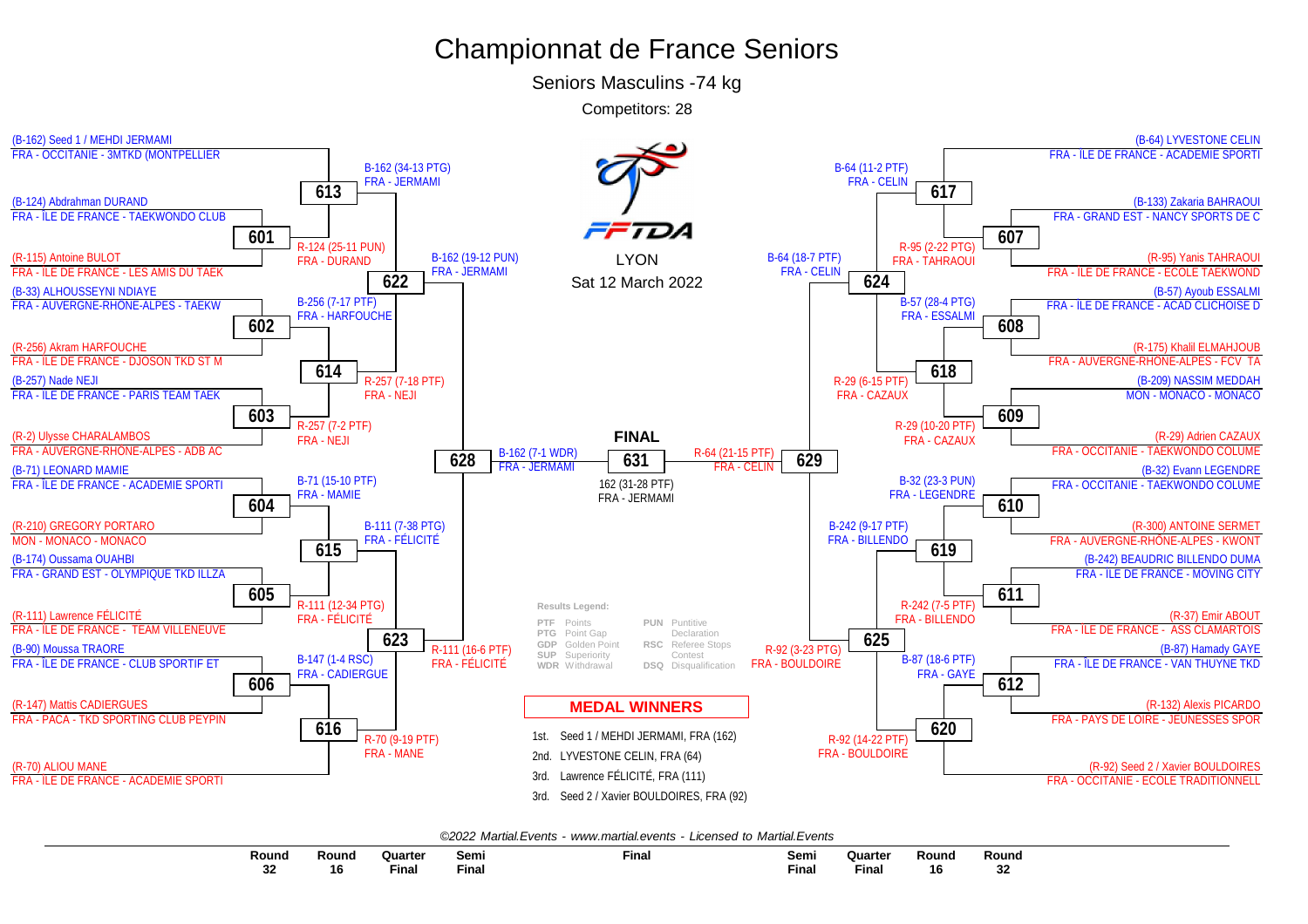# Championnat de France Seniors

## Seniors Masculins -74 kg

Competitors: 28

LYON

Sat 12 March 2022

### Round 32 / Round 16 (left side)

- (B-162) Seed 1 / MEHDI JERMAMI — FRA - OCCITANIE - 3MTKD (MONTPELLIER
- (B-124) Abdrahman DURAND — FRA - ÎLE DE FRANCE - TAEKWONDO CLUB
- (R-115) Antoine BULOT — FRA - ÎLE DE FRANCE - LES AMIS DU TAEK
- (B-33) ALHOUSSEYNI NDIAYE — FRA - AUVERGNE-RHÔNE-ALPES - TAEKW
- (R-256) Akram HARFOUCHE — FRA - ÎLE DE FRANCE - DJOSON TKD ST M
- (B-257) Nade NEJI — FRA - ÎLE DE FRANCE - PARIS TEAM TAEK
- (R-2) Ulysse CHARALAMBOS — FRA - AUVERGNE-RHÔNE-ALPES - ADB AC
- (B-71) LEONARD MAMIE — FRA - ÎLE DE FRANCE - ACADEMIE SPORTI
- (R-210) GREGORY PORTARO — MON - MONACO - MONACO
- (B-174) Oussama OUAHBI — FRA - GRAND EST - OLYMPIQUE TKD ILLZA
- (R-111) Lawrence FÉLICITÉ — FRA - ÎLE DE FRANCE - TEAM VILLENEUVE
- (B-90) Moussa TRAORE — FRA - ÎLE DE FRANCE - CLUB SPORTIF ET
- (R-147) Mattis CADIERGUES — FRA - PACA - TKD SPORTING CLUB PEYPIN
- (R-70) ALIOU MANE — FRA - ÎLE DE FRANCE - ACADEMIE SPORTI

**Left side results**

- 601: R-124 (25-11 PUN) FRA - DURAND
- 602: B-256 (7-17 PTF) FRA - HARFOUCHE
- 603: R-257 (7-2 PTF) FRA - NEJI
- 604: B-71 (15-10 PTF) FRA - MAMIE
- 605: R-111 (12-34 PTG) FRA - FÉLICITÉ
- 606: B-147 (1-4 RSC) FRA - CADIERGUE
- 613: B-162 (34-13 PTG) FRA - JERMAMI
- 614: R-257 (7-18 PTF) FRA - NEJI
- 615: B-111 (7-38 PTG) FRA - FÉLICITÉ
- 616: R-70 (9-19 PTF) FRA - MANE
- 622: B-162 (19-12 PUN) FRA - JERMAMI
- 623: R-111 (16-6 PTF) FRA - FÉLICITÉ
- 628: B-162 (7-1 WDR) FRA - JERMAMI

### Round 32 / Round 16 (right side)

- (B-64) LYVESTONE CELIN — FRA - ÎLE DE FRANCE - ACADEMIE SPORTI
- (B-133) Zakaria BAHRAOUI — FRA - GRAND EST - NANCY SPORTS DE C
- (R-95) Yanis TAHRAOUI — FRA - ÎLE DE FRANCE - ECOLE TAEKWOND
- (B-57) Ayoub ESSALMI — FRA - ÎLE DE FRANCE - ACAD CLICHOISE D
- (R-175) Khalil ELMAHJOUB — FRA - AUVERGNE-RHÔNE-ALPES - FCV TA
- (B-209) NASSIM MEDDAH — MON - MONACO - MONACO
- (R-29) Adrien CAZAUX — FRA - OCCITANIE - TAEKWONDO COLUME
- (B-32) Evann LEGENDRE — FRA - OCCITANIE - TAEKWONDO COLUME
- (R-300) ANTOINE SERMET — FRA - AUVERGNE-RHÔNE-ALPES - KWONT
- (B-242) BEAUDRIC BILLENDO DUMA — FRA - ÎLE DE FRANCE - MOVING CITY
- (R-37) Emir ABOUT — FRA - ÎLE DE FRANCE - ASS CLAMARTOIS
- (B-87) Hamady GAYE — FRA - ÎLE DE FRANCE - VAN THUYNE TKD
- (R-132) Alexis PICARDO — FRA - PAYS DE LOIRE - JEUNESSES SPOR
- (R-92) Seed 2 / Xavier BOULDOIRES — FRA - OCCITANIE - ECOLE TRADITIONNELL

**Right side results**

- 607: R-95 (2-22 PTG) FRA - TAHRAOUI
- 608: B-57 (28-4 PTG) FRA - ESSALMI
- 609: R-29 (10-20 PTF) FRA - CAZAUX
- 610: B-32 (23-3 PUN) FRA - LEGENDRE
- 611: R-242 (7-5 PTF) FRA - BILLENDO
- 612: B-87 (18-6 PTF) FRA - GAYE
- 617: B-64 (11-2 PTF) FRA - CELIN
- 618: R-29 (6-15 PTF) FRA - CAZAUX
- 619: B-242 (9-17 PTF) FRA - BILLENDO
- 620: R-92 (14-22 PTF) FRA - BOULDOIRE
- 624: B-64 (18-7 PTF) FRA - CELIN
- 625: R-92 (3-23 PTG) FRA - BOULDOIRE
- 629: R-64 (21-15 PTF) FRA - CELIN

### FINAL

631: 162 (31-28 PTF) FRA - JERMAMI

**Results Legend:**

| | | | |
|---|---|---|---|
| PTF | Points | PUN | Puntitive Declaration |
| PTG | Point Gap | RSC | Referee Stops Contest |
| GDP | Golden Point | DSQ | Disqualification |
| SUP | Superiority | | |
| WDR | Withdrawal | | |

### MEDAL WINNERS

1st. Seed 1 / MEHDI JERMAMI, FRA (162)
2nd. LYVESTONE CELIN, FRA (64)
3rd. Lawrence FÉLICITÉ, FRA (111)
3rd. Seed 2 / Xavier BOULDOIRES, FRA (92)

*©2022 Martial.Events - www.martial.events - Licensed to Martial.Events*

| Round 32 | Round 16 | Quarter Final | Semi Final | Final | Semi Final | Quarter Final | Round 16 | Round 32 |
|---|---|---|---|---|---|---|---|---|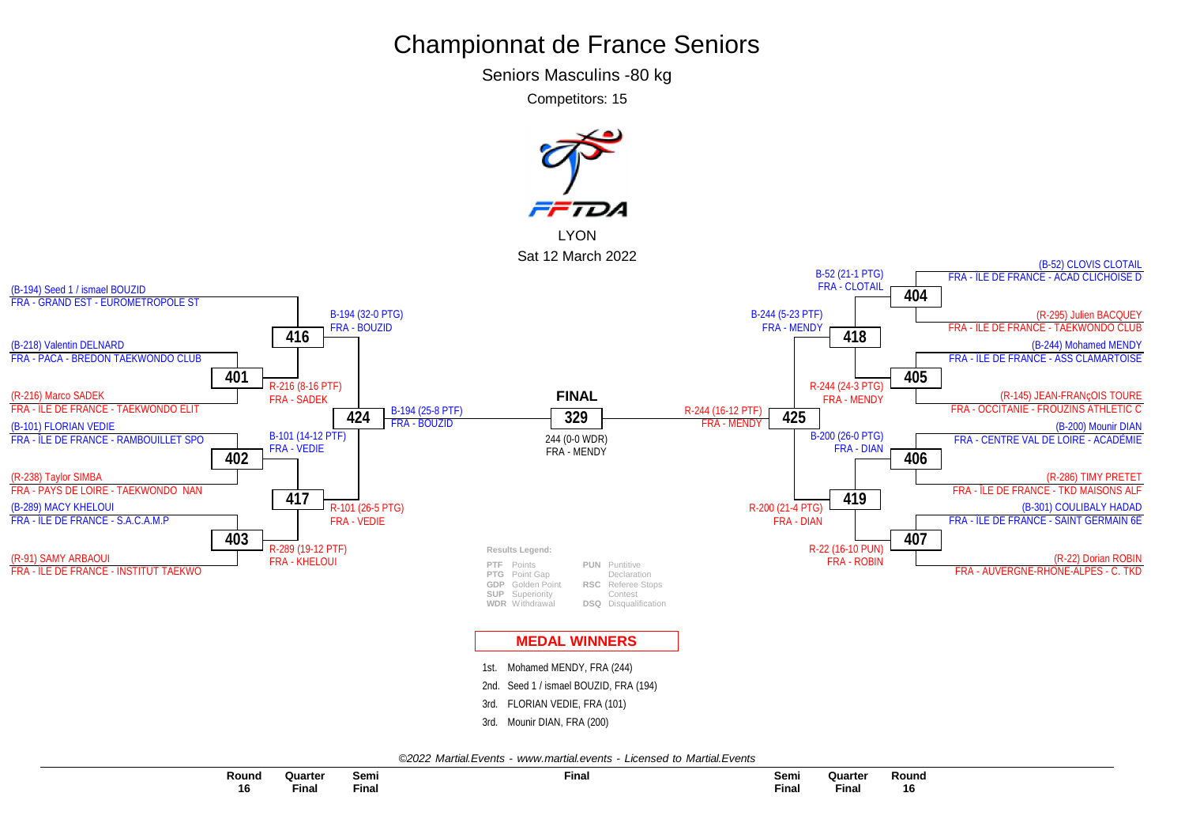# Championnat de France Seniors

Seniors Masculins -80 kg

Competitors: 15

LYON

Sat 12 March 2022

## Round 16

- (B-194) Seed 1 / ismael BOUZID — FRA - GRAND EST - EUROMETROPOLE ST
- **401**: (B-218) Valentin DELNARD — FRA - PACA - BREDON TAEKWONDO CLUB vs (R-216) Marco SADEK — FRA - ÎLE DE FRANCE - TAEKWONDO ELIT → R-216 (8-16 PTF) FRA - SADEK
- **402**: (B-101) FLORIAN VEDIE — FRA - ÎLE DE FRANCE - RAMBOUILLET SPO vs (R-238) Taylor SIMBA — FRA - PAYS DE LOIRE - TAEKWONDO NAN → B-101 (14-12 PTF) FRA - VEDIE
- **403**: (B-289) MACY KHELOUI — FRA - ÎLE DE FRANCE - S.A.C.A.M.P vs (R-91) SAMY ARBAOUI — FRA - ÎLE DE FRANCE - INSTITUT TAEKWO → R-289 (19-12 PTF) FRA - KHELOUI
- **404**: (B-52) CLOVIS CLOTAIL — FRA - ÎLE DE FRANCE - ACAD CLICHOISE D vs (R-295) Julien BACQUEY — FRA - ÎLE DE FRANCE - TAEKWONDO CLUB → B-52 (21-1 PTG) FRA - CLOTAIL
- **405**: (B-244) Mohamed MENDY — FRA - ÎLE DE FRANCE - ASS CLAMARTOISE vs (R-145) JEAN-FRANçOIS TOURE — FRA - OCCITANIE - FROUZINS ATHLETIC C → R-244 (24-3 PTG) FRA - MENDY
- **406**: (B-200) Mounir DIAN — FRA - CENTRE VAL DE LOIRE - ACADÉMIE vs (R-286) TIMY PRETET — FRA - ÎLE DE FRANCE - TKD MAISONS ALF → B-200 (26-0 PTG) FRA - DIAN
- **407**: (B-301) COULIBALY HADAD — FRA - ÎLE DE FRANCE - SAINT GERMAIN 6E vs (R-22) Dorian ROBIN — FRA - AUVERGNE-RHÔNE-ALPES - C. TKD → R-22 (16-10 PUN) FRA - ROBIN

## Quarter Final

- **416**: B-194 (32-0 PTG) FRA - BOUZID
- **417**: R-101 (26-5 PTG) FRA - VEDIE
- **418**: B-244 (5-23 PTF) FRA - MENDY
- **419**: R-200 (21-4 PTG) FRA - DIAN

## Semi Final

- **424**: B-194 (25-8 PTF) FRA - BOUZID
- **425**: R-244 (16-12 PTF) FRA - MENDY

## FINAL

- **329**: 244 (0-0 WDR) FRA - MENDY

**Results Legend:**

| | | | |
|---|---|---|---|
| PTF | Points | PUN | Puntitive Declaration |
| PTG | Point Gap | RSC | Referee Stops Contest |
| GDP | Golden Point | DSQ | Disqualification |
| SUP | Superiority | | |
| WDR | Withdrawal | | |

## MEDAL WINNERS

1st. Mohamed MENDY, FRA (244)
2nd. Seed 1 / ismael BOUZID, FRA (194)
3rd. FLORIAN VEDIE, FRA (101)
3rd. Mounir DIAN, FRA (200)

*©2022 Martial.Events - www.martial.events - Licensed to Martial.Events*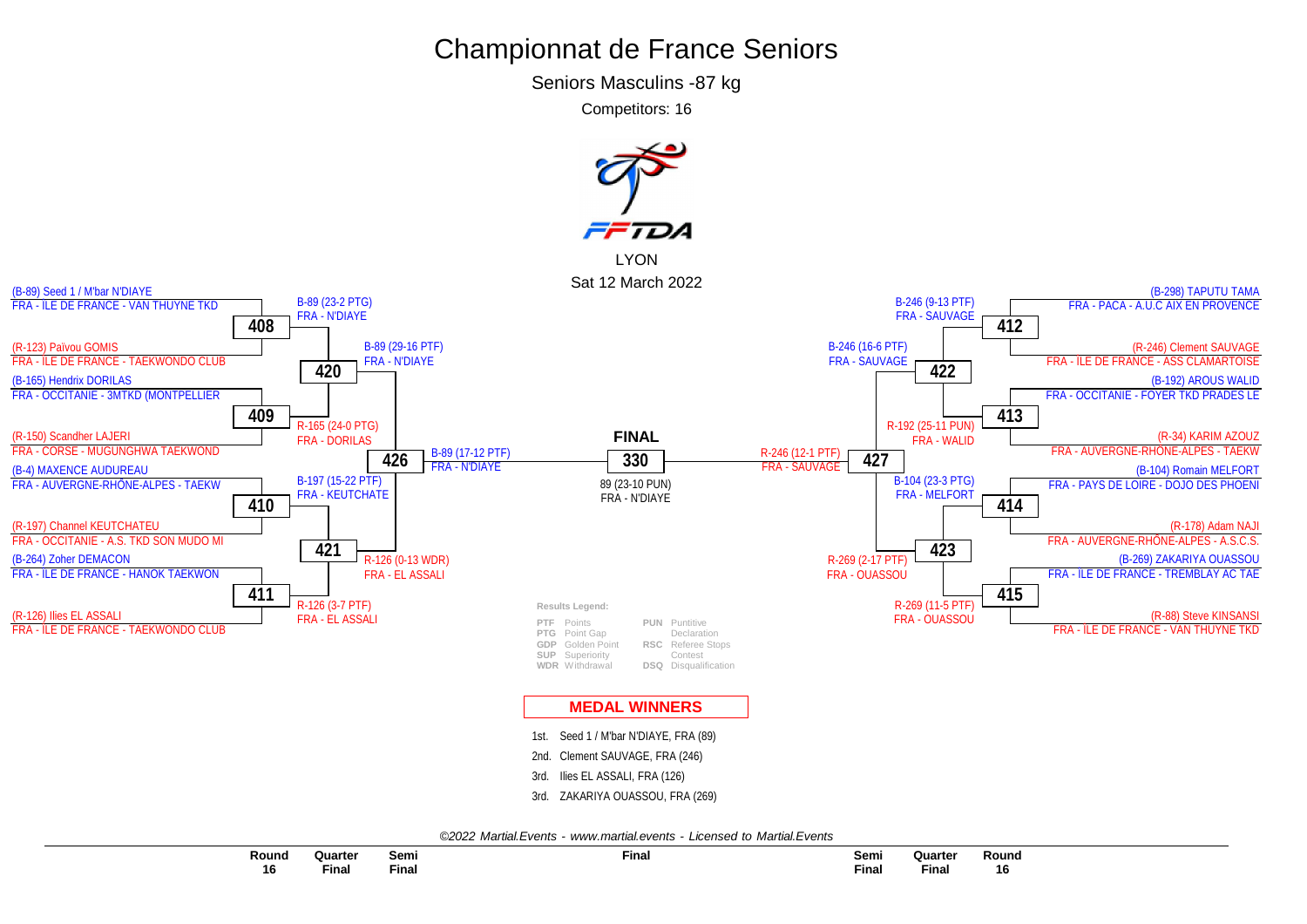# Championnat de France Seniors

Seniors Masculins -87 kg

Competitors: 16

LYON

Sat 12 March 2022

(B-89) Seed 1 / M'bar N'DIAYE
FRA - ILE DE FRANCE - VAN THUYNE TKD

B-89 (23-2 PTG)
FRA - N'DIAYE

408

(R-123) Païvou GOMIS
FRA - ILE DE FRANCE - TAEKWONDO CLUB

B-89 (29-16 PTF)
FRA - N'DIAYE

420

(B-165) Hendrix DORILAS
FRA - OCCITANIE - 3MTKD (MONTPELLIER

409

R-165 (24-0 PTG)
FRA - DORILAS

(R-150) Scandher LAJERI
FRA - CORSE - MUGUNGHWA TAEKWOND

426

B-89 (17-12 PTF)
FRA - N'DIAYE

(B-4) MAXENCE AUDUREAU
FRA - AUVERGNE-RHÔNE-ALPES - TAEKW

B-197 (15-22 PTF)
FRA - KEUTCHATE

410

(R-197) Channel KEUTCHATEU
FRA - OCCITANIE - A.S. TKD SON MUDO MI

421

R-126 (0-13 WDR)
FRA - EL ASSALI

(B-264) Zoher DEMACON
FRA - ILE DE FRANCE - HANOK TAEKWON

411

R-126 (3-7 PTF)
FRA - EL ASSALI

(R-126) Ilies EL ASSALI
FRA - ILE DE FRANCE - TAEKWONDO CLUB

**FINAL**

330

89 (23-10 PUN)
FRA - N'DIAYE

(B-298) TAPUTU TAMA
FRA - PACA - A.U.C AIX EN PROVENCE

B-246 (9-13 PTF)
FRA - SAUVAGE

412

(R-246) Clement SAUVAGE
FRA - ILE DE FRANCE - ASS CLAMARTOISE

B-246 (16-6 PTF)
FRA - SAUVAGE

422

(B-192) AROUS WALID
FRA - OCCITANIE - FOYER TKD PRADES LE

413

R-192 (25-11 PUN)
FRA - WALID

(R-34) KARIM AZOUZ
FRA - AUVERGNE-RHÔNE-ALPES - TAEKW

427

R-246 (12-1 PTF)
FRA - SAUVAGE

(B-104) Romain MELFORT
FRA - PAYS DE LOIRE - DOJO DES PHOENI

B-104 (23-3 PTG)
FRA - MELFORT

414

(R-178) Adam NAJI
FRA - AUVERGNE-RHÔNE-ALPES - A.S.C.S.

423

R-269 (2-17 PTF)
FRA - OUASSOU

(B-269) ZAKARIYA OUASSOU
FRA - ILE DE FRANCE - TREMBLAY AC TAE

415

R-269 (11-5 PTF)
FRA - OUASSOU

(R-88) Steve KINSANSI
FRA - ILE DE FRANCE - VAN THUYNE TKD

Results Legend:

| | | | |
|---|---|---|---|
| PTF | Points | PUN | Puntitive Declaration |
| PTG | Point Gap | RSC | Referee Stops Contest |
| GDP | Golden Point | DSQ | Disqualification |
| SUP | Superiority | | |
| WDR | Withdrawal | | |

## MEDAL WINNERS

1st. Seed 1 / M'bar N'DIAYE, FRA (89)

2nd. Clement SAUVAGE, FRA (246)

3rd. Ilies EL ASSALI, FRA (126)

3rd. ZAKARIYA OUASSOU, FRA (269)

*©2022 Martial.Events - www.martial.events - Licensed to Martial.Events*

Round 16 | Quarter Final | Semi Final | Final | Semi Final | Quarter Final | Round 16